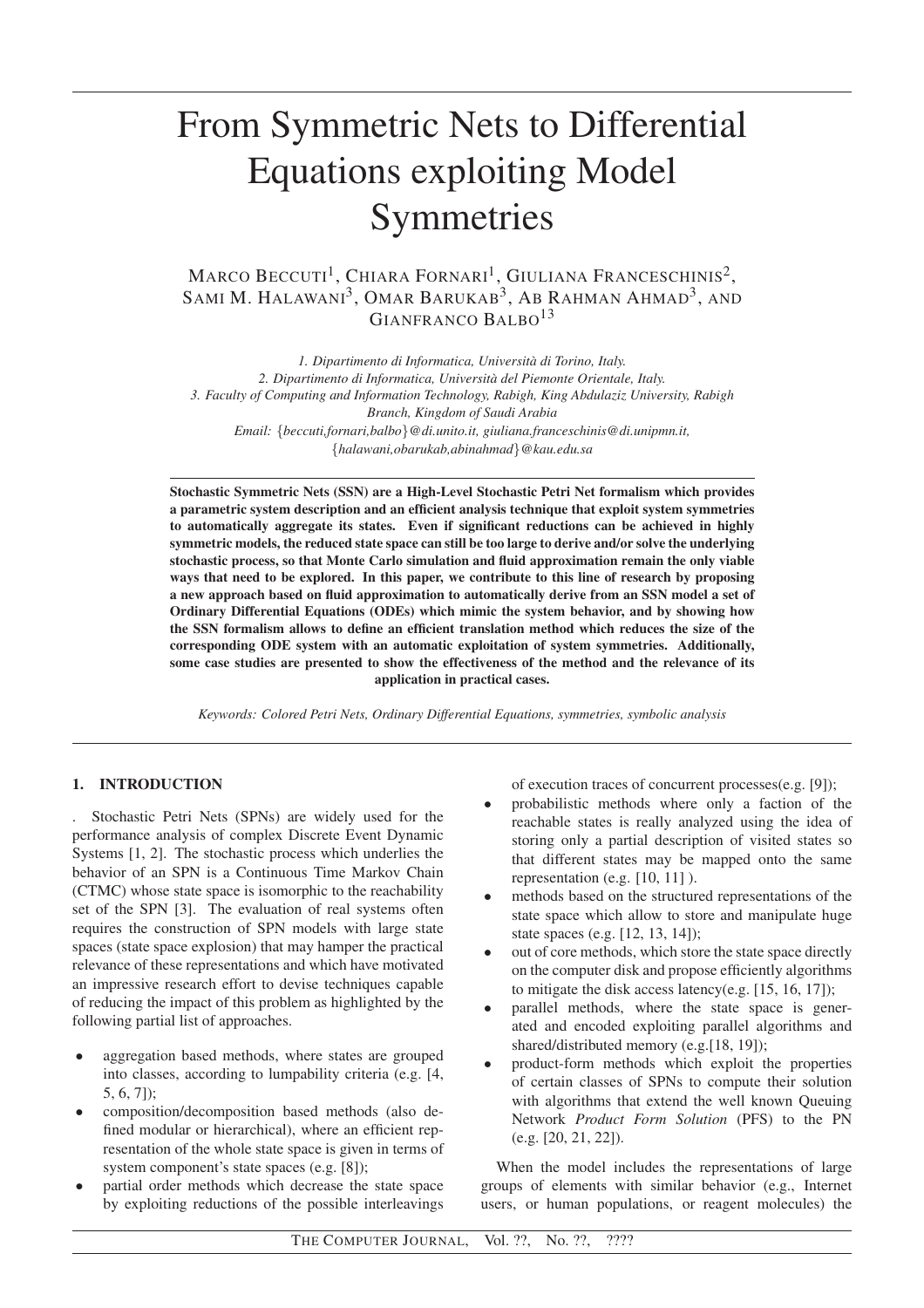# From Symmetric Nets to Differential Equations exploiting Model Symmetries

MARCO BECCUTI[1], CHIARA FORNARI[1], GIULIANA FRANCESCHINIS[2], SAMI M. HALAWANI[3], OMAR BARUKAB[3], AB RAHMAN AHMAD[3], AND GIANFRANCO BALBO[13]

*1. Dipartimento di Informatica, Università di Torino, Italy.*
*2. Dipartimento di Informatica, Università del Piemonte Orientale, Italy.*
*3. Faculty of Computing and Information Technology, Rabigh, King Abdulaziz University, Rabigh Branch, Kingdom of Saudi Arabia*
*Email: {beccuti,fornari,balbo}@di.unito.it, giuliana.franceschinis@di.unipmn.it, {halawani,obarukab,abinahmad}@kau.edu.sa*

**Stochastic Symmetric Nets (SSN) are a High-Level Stochastic Petri Net formalism which provides a parametric system description and an efficient analysis technique that exploit system symmetries to automatically aggregate its states. Even if significant reductions can be achieved in highly symmetric models, the reduced state space can still be too large to derive and/or solve the underlying stochastic process, so that Monte Carlo simulation and fluid approximation remain the only viable ways that need to be explored. In this paper, we contribute to this line of research by proposing a new approach based on fluid approximation to automatically derive from an SSN model a set of Ordinary Differential Equations (ODEs) which mimic the system behavior, and by showing how the SSN formalism allows to define an efficient translation method which reduces the size of the corresponding ODE system with an automatic exploitation of system symmetries. Additionally, some case studies are presented to show the effectiveness of the method and the relevance of its application in practical cases.**

*Keywords: Colored Petri Nets, Ordinary Differential Equations, symmetries, symbolic analysis*

## 1. INTRODUCTION

. Stochastic Petri Nets (SPNs) are widely used for the performance analysis of complex Discrete Event Dynamic Systems [1, 2]. The stochastic process which underlies the behavior of an SPN is a Continuous Time Markov Chain (CTMC) whose state space is isomorphic to the reachability set of the SPN [3]. The evaluation of real systems often requires the construction of SPN models with large state spaces (state space explosion) that may hamper the practical relevance of these representations and which have motivated an impressive research effort to devise techniques capable of reducing the impact of this problem as highlighted by the following partial list of approaches.

- aggregation based methods, where states are grouped into classes, according to lumpability criteria (e.g. [4, 5, 6, 7]);
- composition/decomposition based methods (also defined modular or hierarchical), where an efficient representation of the whole state space is given in terms of system component's state spaces (e.g. [8]);
- partial order methods which decrease the state space by exploiting reductions of the possible interleavings of execution traces of concurrent processes(e.g. [9]);
- probabilistic methods where only a faction of the reachable states is really analyzed using the idea of storing only a partial description of visited states so that different states may be mapped onto the same representation (e.g. [10, 11] ).
- methods based on the structured representations of the state space which allow to store and manipulate huge state spaces (e.g. [12, 13, 14]);
- out of core methods, which store the state space directly on the computer disk and propose efficiently algorithms to mitigate the disk access latency(e.g. [15, 16, 17]);
- parallel methods, where the state space is generated and encoded exploiting parallel algorithms and shared/distributed memory (e.g.[18, 19]);
- product-form methods which exploit the properties of certain classes of SPNs to compute their solution with algorithms that extend the well known Queuing Network *Product Form Solution* (PFS) to the PN (e.g. [20, 21, 22]).

When the model includes the representations of large groups of elements with similar behavior (e.g., Internet users, or human populations, or reagent molecules) the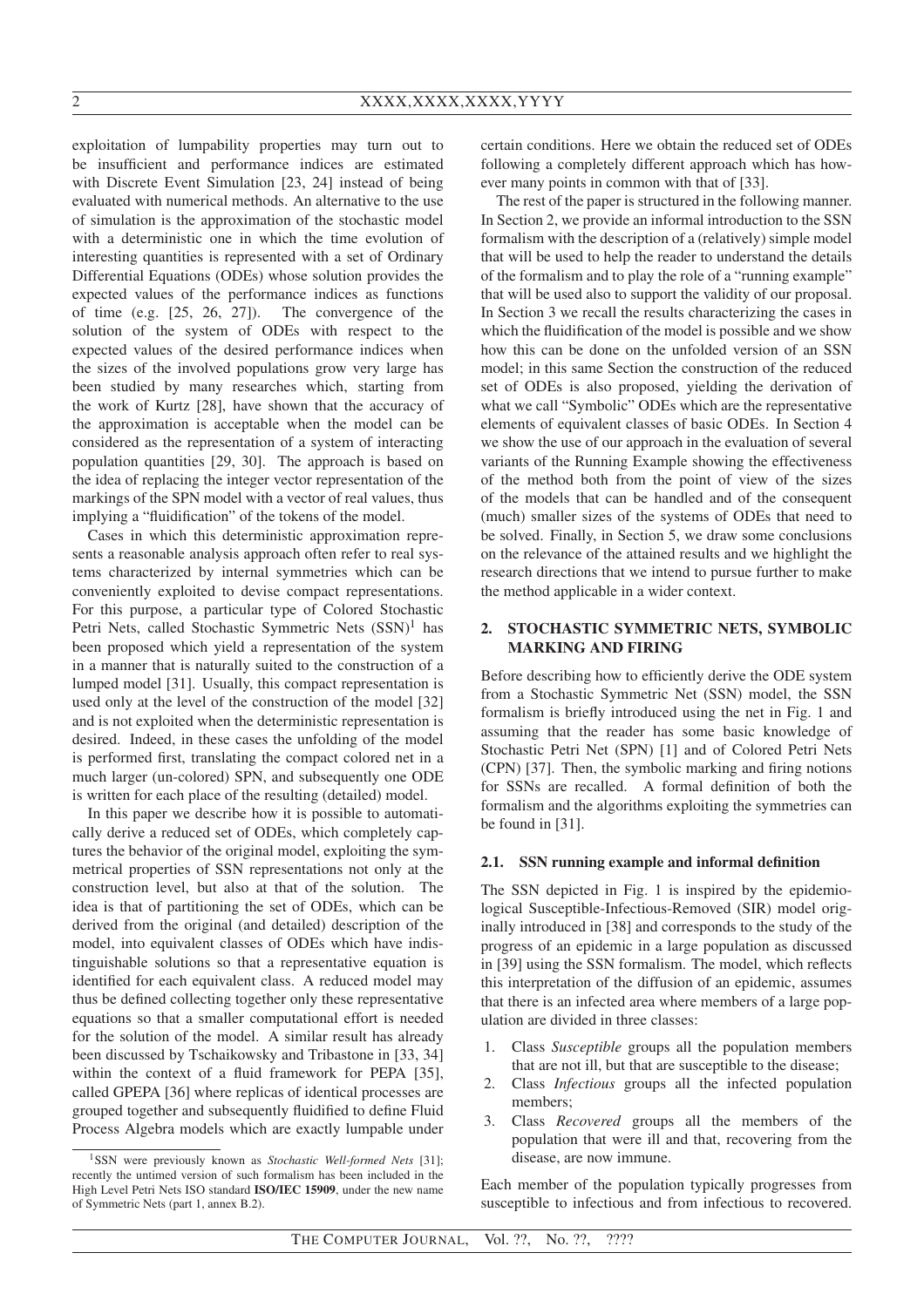exploitation of lumpability properties may turn out to be insufficient and performance indices are estimated with Discrete Event Simulation [23, 24] instead of being evaluated with numerical methods. An alternative to the use of simulation is the approximation of the stochastic model with a deterministic one in which the time evolution of interesting quantities is represented with a set of Ordinary Differential Equations (ODEs) whose solution provides the expected values of the performance indices as functions of time (e.g. [25, 26, 27]). The convergence of the solution of the system of ODEs with respect to the expected values of the desired performance indices when the sizes of the involved populations grow very large has been studied by many researches which, starting from the work of Kurtz [28], have shown that the accuracy of the approximation is acceptable when the model can be considered as the representation of a system of interacting population quantities [29, 30]. The approach is based on the idea of replacing the integer vector representation of the markings of the SPN model with a vector of real values, thus implying a "fluidification" of the tokens of the model.

Cases in which this deterministic approximation represents a reasonable analysis approach often refer to real systems characterized by internal symmetries which can be conveniently exploited to devise compact representations. For this purpose, a particular type of Colored Stochastic Petri Nets, called Stochastic Symmetric Nets (SSN)[1] has been proposed which yield a representation of the system in a manner that is naturally suited to the construction of a lumped model [31]. Usually, this compact representation is used only at the level of the construction of the model [32] and is not exploited when the deterministic representation is desired. Indeed, in these cases the unfolding of the model is performed first, translating the compact colored net in a much larger (un-colored) SPN, and subsequently one ODE is written for each place of the resulting (detailed) model.

In this paper we describe how it is possible to automatically derive a reduced set of ODEs, which completely captures the behavior of the original model, exploiting the symmetrical properties of SSN representations not only at the construction level, but also at that of the solution. The idea is that of partitioning the set of ODEs, which can be derived from the original (and detailed) description of the model, into equivalent classes of ODEs which have indistinguishable solutions so that a representative equation is identified for each equivalent class. A reduced model may thus be defined collecting together only these representative equations so that a smaller computational effort is needed for the solution of the model. A similar result has already been discussed by Tschaikowsky and Tribastone in [33, 34] within the context of a fluid framework for PEPA [35], called GPEPA [36] where replicas of identical processes are grouped together and subsequently fluidified to define Fluid Process Algebra models which are exactly lumpable under certain conditions. Here we obtain the reduced set of ODEs following a completely different approach which has however many points in common with that of [33].

The rest of the paper is structured in the following manner. In Section 2, we provide an informal introduction to the SSN formalism with the description of a (relatively) simple model that will be used to help the reader to understand the details of the formalism and to play the role of a "running example" that will be used also to support the validity of our proposal. In Section 3 we recall the results characterizing the cases in which the fluidification of the model is possible and we show how this can be done on the unfolded version of an SSN model; in this same Section the construction of the reduced set of ODEs is also proposed, yielding the derivation of what we call "Symbolic" ODEs which are the representative elements of equivalent classes of basic ODEs. In Section 4 we show the use of our approach in the evaluation of several variants of the Running Example showing the effectiveness of the method both from the point of view of the sizes of the models that can be handled and of the consequent (much) smaller sizes of the systems of ODEs that need to be solved. Finally, in Section 5, we draw some conclusions on the relevance of the attained results and we highlight the research directions that we intend to pursue further to make the method applicable in a wider context.

## 2. STOCHASTIC SYMMETRIC NETS, SYMBOLIC MARKING AND FIRING

Before describing how to efficiently derive the ODE system from a Stochastic Symmetric Net (SSN) model, the SSN formalism is briefly introduced using the net in Fig. 1 and assuming that the reader has some basic knowledge of Stochastic Petri Net (SPN) [1] and of Colored Petri Nets (CPN) [37]. Then, the symbolic marking and firing notions for SSNs are recalled. A formal definition of both the formalism and the algorithms exploiting the symmetries can be found in [31].

### 2.1. SSN running example and informal definition

The SSN depicted in Fig. 1 is inspired by the epidemiological Susceptible-Infectious-Removed (SIR) model originally introduced in [38] and corresponds to the study of the progress of an epidemic in a large population as discussed in [39] using the SSN formalism. The model, which reflects this interpretation of the diffusion of an epidemic, assumes that there is an infected area where members of a large population are divided in three classes:

1. Class *Susceptible* groups all the population members that are not ill, but that are susceptible to the disease;
2. Class *Infectious* groups all the infected population members;
3. Class *Recovered* groups all the members of the population that were ill and that, recovering from the disease, are now immune.

Each member of the population typically progresses from susceptible to infectious and from infectious to recovered.

[1] SSN were previously known as *Stochastic Well-formed Nets* [31]; recently the untimed version of such formalism has been included in the High Level Petri Nets ISO standard **ISO/IEC 15909**, under the new name of Symmetric Nets (part 1, annex B.2).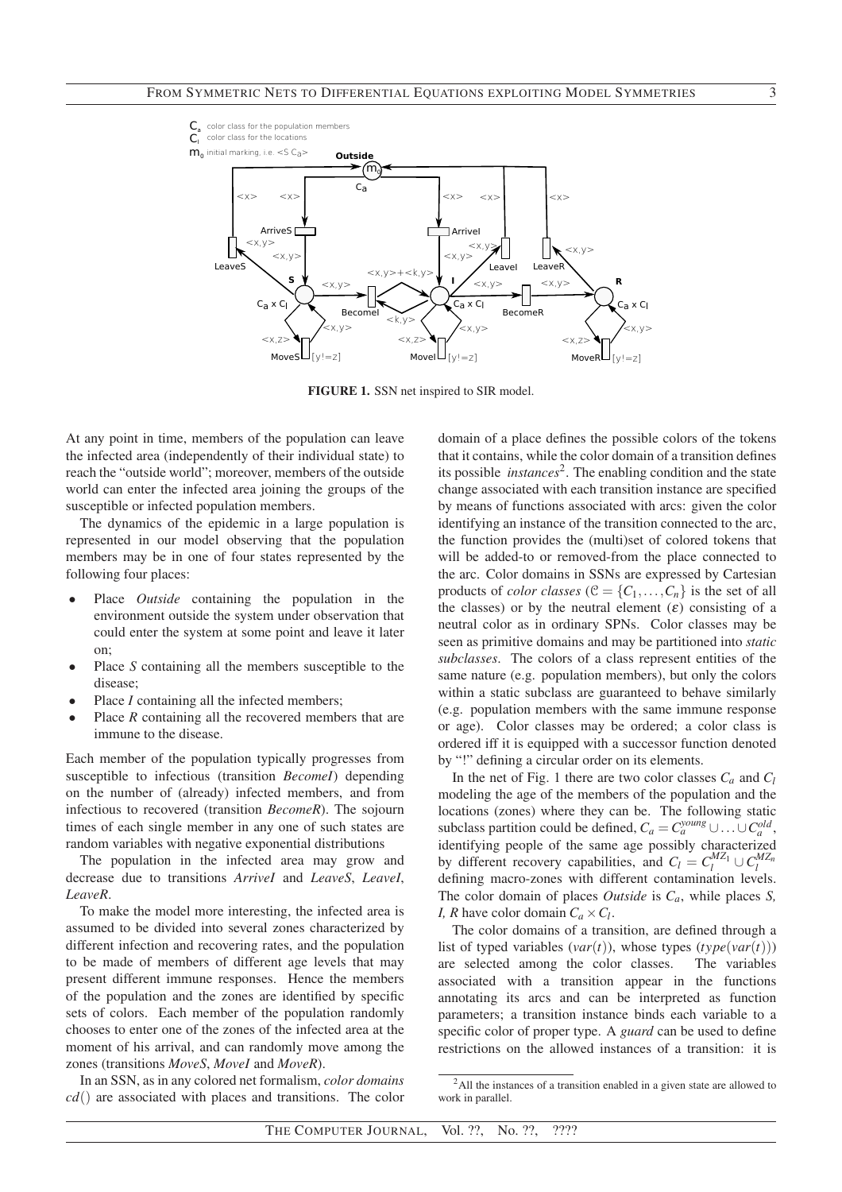**FIGURE 1.** SSN net inspired to SIR model.

At any point in time, members of the population can leave the infected area (independently of their individual state) to reach the "outside world"; moreover, members of the outside world can enter the infected area joining the groups of the susceptible or infected population members.

The dynamics of the epidemic in a large population is represented in our model observing that the population members may be in one of four states represented by the following four places:

- Place *Outside* containing the population in the environment outside the system under observation that could enter the system at some point and leave it later on;
- Place *S* containing all the members susceptible to the disease;
- Place *I* containing all the infected members;
- Place *R* containing all the recovered members that are immune to the disease.

Each member of the population typically progresses from susceptible to infectious (transition *BecomeI*) depending on the number of (already) infected members, and from infectious to recovered (transition *BecomeR*). The sojourn times of each single member in any one of such states are random variables with negative exponential distributions

The population in the infected area may grow and decrease due to transitions *ArriveI* and *LeaveS*, *LeaveI*, *LeaveR*.

To make the model more interesting, the infected area is assumed to be divided into several zones characterized by different infection and recovering rates, and the population to be made of members of different age levels that may present different immune responses. Hence the members of the population and the zones are identified by specific sets of colors. Each member of the population randomly chooses to enter one of the zones of the infected area at the moment of his arrival, and can randomly move among the zones (transitions *MoveS*, *MoveI* and *MoveR*).

In an SSN, as in any colored net formalism, *color domains* $cd()$ are associated with places and transitions. The color domain of a place defines the possible colors of the tokens that it contains, while the color domain of a transition defines its possible *instances*[2]. The enabling condition and the state change associated with each transition instance are specified by means of functions associated with arcs: given the color identifying an instance of the transition connected to the arc, the function provides the (multi)set of colored tokens that will be added-to or removed-from the place connected to the arc. Color domains in SSNs are expressed by Cartesian products of *color classes* ($\mathcal{C} = \{C_1, \ldots, C_n\}$ is the set of all the classes) or by the neutral element ($\varepsilon$) consisting of a neutral color as in ordinary SPNs. Color classes may be seen as primitive domains and may be partitioned into *static subclasses*. The colors of a class represent entities of the same nature (e.g. population members), but only the colors within a static subclass are guaranteed to behave similarly (e.g. population members with the same immune response or age). Color classes may be ordered; a color class is ordered iff it is equipped with a successor function denoted by "!" defining a circular order on its elements.

In the net of Fig. 1 there are two color classes $C_a$ and $C_l$ modeling the age of the members of the population and the locations (zones) where they can be. The following static subclass partition could be defined, $C_a = C_a^{young} \cup \ldots \cup C_a^{old}$, identifying people of the same age possibly characterized by different recovery capabilities, and $C_l = C_l^{MZ_1} \cup C_l^{MZ_n}$ defining macro-zones with different contamination levels. The color domain of places *Outside* is $C_a$, while places *S, I, R* have color domain $C_a \times C_l$.

The color domains of a transition, are defined through a list of typed variables ($var(t)$), whose types ($type(var(t))$) are selected among the color classes. The variables associated with a transition appear in the functions annotating its arcs and can be interpreted as function parameters; a transition instance binds each variable to a specific color of proper type. A *guard* can be used to define restrictions on the allowed instances of a transition: it is

[2] All the instances of a transition enabled in a given state are allowed to work in parallel.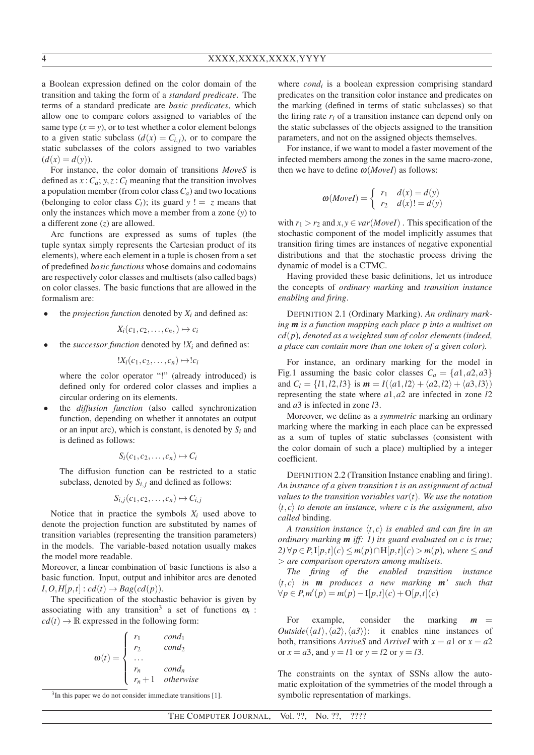a Boolean expression defined on the color domain of the transition and taking the form of a *standard predicate*. The terms of a standard predicate are *basic predicates*, which allow one to compare colors assigned to variables of the same type ($x = y$), or to test whether a color element belongs to a given static subclass ($d(x) = C_{i,j}$), or to compare the static subclasses of the colors assigned to two variables ($d(x) = d(y)$).

For instance, the color domain of transitions *MoveS* is defined as $x : C_a; y, z : C_l$ meaning that the transition involves a population member (from color class $C_a$) and two locations (belonging to color class $C_l$); its guard $y\ != \ z$ means that only the instances which move a member from a zone ($y$) to a different zone ($z$) are allowed.

Arc functions are expressed as sums of tuples (the tuple syntax simply represents the Cartesian product of its elements), where each element in a tuple is chosen from a set of predefined *basic functions* whose domains and codomains are respectively color classes and multisets (also called bags) on color classes. The basic functions that are allowed in the formalism are:

- the *projection function* denoted by $X_i$ and defined as:

  $$X_i(c_1, c_2, \ldots, c_n, ) \mapsto c_i$$

- the *successor function* denoted by $!X_i$ and defined as:

  $$!X_i(c_1, c_2, \ldots, c_n) \mapsto !c_i$$

  where the color operator "!" (already introduced) is defined only for ordered color classes and implies a circular ordering on its elements.

- the *diffusion function* (also called synchronization function, depending on whether it annotates an output or an input arc), which is constant, is denoted by $S_i$ and is defined as follows:

  $$S_i(c_1, c_2, \ldots, c_n) \mapsto C_i$$

  The diffusion function can be restricted to a static subclass, denoted by $S_{i,j}$ and defined as follows:

  $$S_{i,j}(c_1, c_2, \ldots, c_n) \mapsto C_{i,j}$$

Notice that in practice the symbols $X_i$ used above to denote the projection function are substituted by names of transition variables (representing the transition parameters) in the models. The variable-based notation usually makes the model more readable.

Moreover, a linear combination of basic functions is also a basic function. Input, output and inhibitor arcs are denoted $I, O, H[p,t] : cd(t) \to Bag(cd(p))$.

The specification of the stochastic behavior is given by associating with any transition[3] a set of functions $\omega_t : cd(t) \to \mathbb{R}$ expressed in the following form:

$$\omega(t) = \begin{cases} r_1 & cond_1 \\ r_2 & cond_2 \\ \ldots & \\ r_n & cond_n \\ r_n + 1 & otherwise \end{cases}$$

[3] In this paper we do not consider immediate transitions [1].

where $cond_i$ is a boolean expression comprising standard predicates on the transition color instance and predicates on the marking (defined in terms of static subclasses) so that the firing rate $r_i$ of a transition instance can depend only on the static subclasses of the objects assigned to the transition parameters, and not on the assigned objects themselves.

For instance, if we want to model a faster movement of the infected members among the zones in the same macro-zone, then we have to define $\omega(MoveI)$ as follows:

$$\omega(MoveI) = \begin{cases} r_1 & d(x) = d(y) \\ r_2 & d(x) != d(y) \end{cases}$$

with $r_1 > r_2$ and $x, y \in var(MoveI)$ . This specification of the stochastic component of the model implicitly assumes that transition firing times are instances of negative exponential distributions and that the stochastic process driving the dynamic of model is a CTMC.

Having provided these basic definitions, let us introduce the concepts of *ordinary marking* and *transition instance enabling and firing*.

DEFINITION 2.1 (Ordinary Marking). *An ordinary marking $\boldsymbol{m}$ is a function mapping each place $p$ into a multiset on $cd(p)$, denoted as a weighted sum of color elements (indeed, a place can contain more than one token of a given color).*

For instance, an ordinary marking for the model in Fig.1 assuming the basic color classes $C_a = \{a1, a2, a3\}$ and $C_l = \{l1, l2, l3\}$ is $\boldsymbol{m} = I(\langle a1, l2\rangle + \langle a2, l2\rangle + \langle a3, l3\rangle)$ representing the state where $a1, a2$ are infected in zone $l2$ and $a3$ is infected in zone $l3$.

Moreover, we define as a *symmetric* marking an ordinary marking where the marking in each place can be expressed as a sum of tuples of static subclasses (consistent with the color domain of such a place) multiplied by a integer coefficient.

DEFINITION 2.2 (Transition Instance enabling and firing). *An instance of a given transition $t$ is an assignment of actual values to the transition variables $var(t)$. We use the notation $\langle t, c\rangle$ to denote an instance, where $c$ is the assignment, also called* binding.

*A transition instance $\langle t, c\rangle$ is enabled and can fire in an ordinary marking $\boldsymbol{m}$ iff: 1) its guard evaluated on $c$ is true; 2) $\forall p \in P, \mathrm{I}[p,t](c) \le m(p) \cap \mathrm{H}[p,t](c) > m(p)$, where $\le$ and $>$ are comparison operators among multisets.*

*The firing of the enabled transition instance $\langle t, c\rangle$ in $\boldsymbol{m}$ produces a new marking $\boldsymbol{m}$' such that $\forall p \in P, m'(p) = m(p) - \mathrm{I}[p,t](c) + \mathrm{O}[p,t](c)$*

For example, consider the marking $\boldsymbol{m} = Outside(\langle a1\rangle, \langle a2\rangle, \langle a3\rangle)$: it enables nine instances of both, transitions *ArriveS* and *ArriveI* with $x = a1$ or $x = a2$ or $x = a3$, and $y = l1$ or $y = l2$ or $y = l3$.

The constraints on the syntax of SSNs allow the automatic exploitation of the symmetries of the model through a symbolic representation of markings.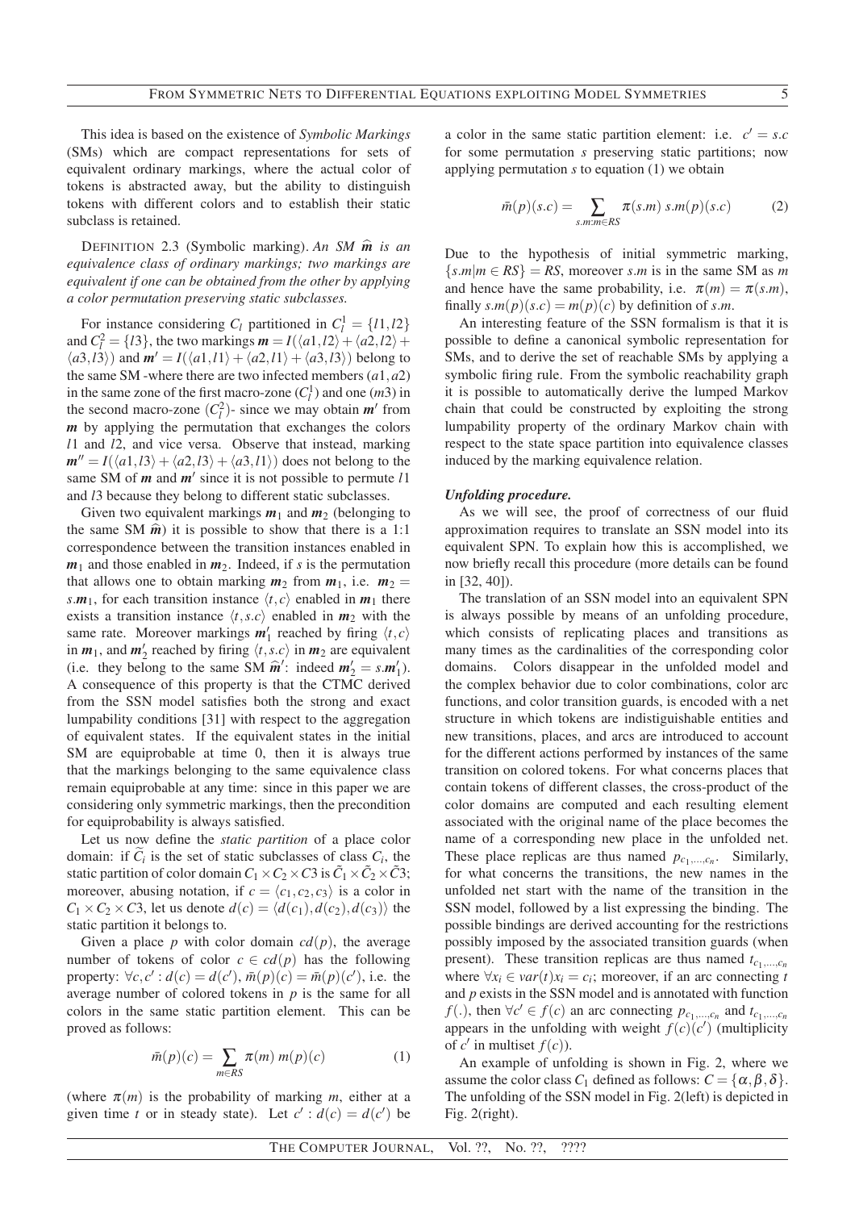This idea is based on the existence of *Symbolic Markings* (SMs) which are compact representations for sets of equivalent ordinary markings, where the actual color of tokens is abstracted away, but the ability to distinguish tokens with different colors and to establish their static subclass is retained.

DEFINITION 2.3 (Symbolic marking). *An SM $\widehat{\boldsymbol{m}}$ is an equivalence class of ordinary markings; two markings are equivalent if one can be obtained from the other by applying a color permutation preserving static subclasses.*

For instance considering $C_l$ partitioned in $C_l^1 = \{l1, l2\}$ and $C_l^2 = \{l3\}$, the two markings $\boldsymbol{m} = I(\langle a1, l2\rangle + \langle a2, l2\rangle + \langle a3, l3\rangle)$ and $\boldsymbol{m}' = I(\langle a1, l1\rangle + \langle a2, l1\rangle + \langle a3, l3\rangle)$ belong to the same SM -where there are two infected members $(a1, a2)$ in the same zone of the first macro-zone $(C_l^1)$ and one $(m3)$ in the second macro-zone $(C_l^2)$- since we may obtain $\boldsymbol{m}'$ from $\boldsymbol{m}$ by applying the permutation that exchanges the colors $l1$ and $l2$, and vice versa. Observe that instead, marking $\boldsymbol{m}'' = I(\langle a1, l3\rangle + \langle a2, l3\rangle + \langle a3, l1\rangle)$ does not belong to the same SM of $\boldsymbol{m}$ and $\boldsymbol{m}'$ since it is not possible to permute $l1$ and $l3$ because they belong to different static subclasses.

Given two equivalent markings $\boldsymbol{m}_1$ and $\boldsymbol{m}_2$ (belonging to the same SM $\widehat{\boldsymbol{m}}$) it is possible to show that there is a 1:1 correspondence between the transition instances enabled in $\boldsymbol{m}_1$ and those enabled in $\boldsymbol{m}_2$. Indeed, if $s$ is the permutation that allows one to obtain marking $\boldsymbol{m}_2$ from $\boldsymbol{m}_1$, i.e. $\boldsymbol{m}_2 = s.\boldsymbol{m}_1$, for each transition instance $\langle t, c\rangle$ enabled in $\boldsymbol{m}_1$ there exists a transition instance $\langle t, s.c\rangle$ enabled in $\boldsymbol{m}_2$ with the same rate. Moreover markings $\boldsymbol{m}_1'$ reached by firing $\langle t, c\rangle$ in $\boldsymbol{m}_1$, and $\boldsymbol{m}_2'$ reached by firing $\langle t, s.c\rangle$ in $\boldsymbol{m}_2$ are equivalent (i.e. they belong to the same SM $\widehat{\boldsymbol{m}}'$: indeed $\boldsymbol{m}_2' = s.\boldsymbol{m}_1'$). A consequence of this property is that the CTMC derived from the SSN model satisfies both the strong and exact lumpability conditions [31] with respect to the aggregation of equivalent states. If the equivalent states in the initial SM are equiprobable at time 0, then it is always true that the markings belonging to the same equivalence class remain equiprobable at any time: since in this paper we are considering only symmetric markings, then the precondition for equiprobability is always satisfied.

Let us now define the *static partition* of a place color domain: if $\tilde{C}_i$ is the set of static subclasses of class $C_i$, the static partition of color domain $C_1 \times C_2 \times C3$ is $\tilde{C}_1 \times \tilde{C}_2 \times \tilde{C}3$; moreover, abusing notation, if $c = \langle c_1, c_2, c_3\rangle$ is a color in $C_1 \times C_2 \times C3$, let us denote $d(c) = \langle d(c_1), d(c_2), d(c_3)\rangle$ the static partition it belongs to.

Given a place $p$ with color domain $cd(p)$, the average number of tokens of color $c \in cd(p)$ has the following property: $\forall c, c' : d(c) = d(c'), \bar{m}(p)(c) = \bar{m}(p)(c')$, i.e. the average number of colored tokens in $p$ is the same for all colors in the same static partition element. This can be proved as follows:

$$\bar{m}(p)(c) = \sum_{m \in RS} \pi(m)\, m(p)(c) \qquad (1)$$

(where $\pi(m)$ is the probability of marking $m$, either at a given time $t$ or in steady state). Let $c' : d(c) = d(c')$ be a color in the same static partition element: i.e. $c' = s.c$ for some permutation $s$ preserving static partitions; now applying permutation $s$ to equation (1) we obtain

$$\bar{m}(p)(s.c) = \sum_{s.m: m \in RS} \pi(s.m)\, s.m(p)(s.c) \qquad (2)$$

Due to the hypothesis of initial symmetric marking, $\{s.m | m \in RS\} = RS$, moreover $s.m$ is in the same SM as $m$ and hence have the same probability, i.e. $\pi(m) = \pi(s.m)$, finally $s.m(p)(s.c) = m(p)(c)$ by definition of $s.m$.

An interesting feature of the SSN formalism is that it is possible to define a canonical symbolic representation for SMs, and to derive the set of reachable SMs by applying a symbolic firing rule. From the symbolic reachability graph it is possible to automatically derive the lumped Markov chain that could be constructed by exploiting the strong lumpability property of the ordinary Markov chain with respect to the state space partition into equivalence classes induced by the marking equivalence relation.

***Unfolding procedure.***

As we will see, the proof of correctness of our fluid approximation requires to translate an SSN model into its equivalent SPN. To explain how this is accomplished, we now briefly recall this procedure (more details can be found in [32, 40]).

The translation of an SSN model into an equivalent SPN is always possible by means of an unfolding procedure, which consists of replicating places and transitions as many times as the cardinalities of the corresponding color domains. Colors disappear in the unfolded model and the complex behavior due to color combinations, color arc functions, and color transition guards, is encoded with a net structure in which tokens are indistiguishable entities and new transitions, places, and arcs are introduced to account for the different actions performed by instances of the same transition on colored tokens. For what concerns places that contain tokens of different classes, the cross-product of the color domains are computed and each resulting element associated with the original name of the place becomes the name of a corresponding new place in the unfolded net. These place replicas are thus named $p_{c_1,\ldots,c_n}$. Similarly, for what concerns the transitions, the new names in the unfolded net start with the name of the transition in the SSN model, followed by a list expressing the binding. The possible bindings are derived accounting for the restrictions possibly imposed by the associated transition guards (when present). These transition replicas are thus named $t_{c_1,\ldots,c_n}$ where $\forall x_i \in var(t) x_i = c_i$; moreover, if an arc connecting $t$ and $p$ exists in the SSN model and is annotated with function $f(.)$, then $\forall c' \in f(c)$ an arc connecting $p_{c_1,\ldots,c_n}$ and $t_{c_1,\ldots,c_n}$ appears in the unfolding with weight $f(c)(c')$ (multiplicity of $c'$ in multiset $f(c)$).

An example of unfolding is shown in Fig. 2, where we assume the color class $C_1$ defined as follows: $C = \{\alpha, \beta, \delta\}$. The unfolding of the SSN model in Fig. 2(left) is depicted in Fig. 2(right).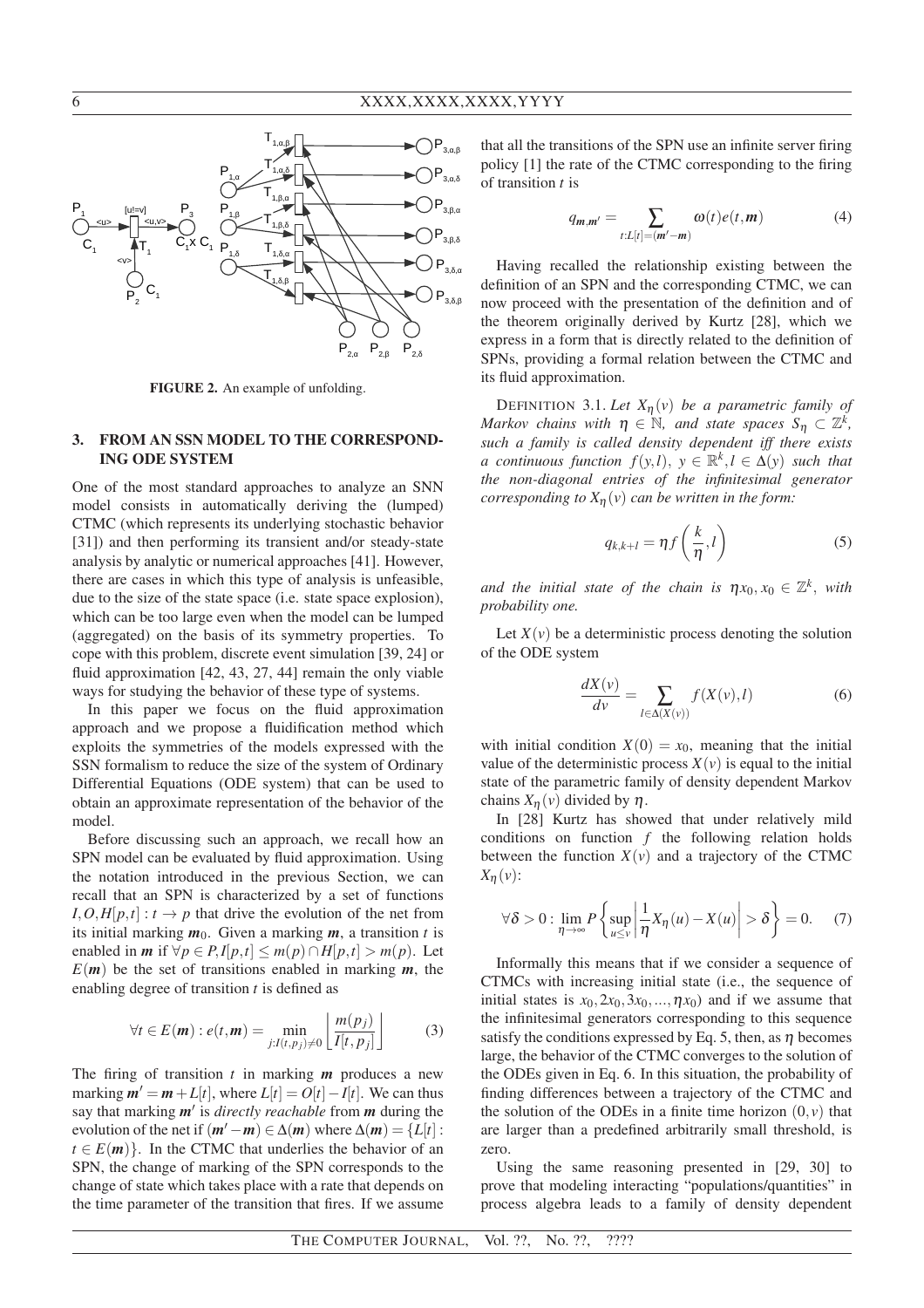FIGURE 2. An example of unfolding.

## 3. FROM AN SSN MODEL TO THE CORRESPONDING ODE SYSTEM

One of the most standard approaches to analyze an SNN model consists in automatically deriving the (lumped) CTMC (which represents its underlying stochastic behavior [31]) and then performing its transient and/or steady-state analysis by analytic or numerical approaches [41]. However, there are cases in which this type of analysis is unfeasible, due to the size of the state space (i.e. state space explosion), which can be too large even when the model can be lumped (aggregated) on the basis of its symmetry properties. To cope with this problem, discrete event simulation [39, 24] or fluid approximation [42, 43, 27, 44] remain the only viable ways for studying the behavior of these type of systems.

In this paper we focus on the fluid approximation approach and we propose a fluidification method which exploits the symmetries of the models expressed with the SSN formalism to reduce the size of the system of Ordinary Differential Equations (ODE system) that can be used to obtain an approximate representation of the behavior of the model.

Before discussing such an approach, we recall how an SPN model can be evaluated by fluid approximation. Using the notation introduced in the previous Section, we can recall that an SPN is characterized by a set of functions $I, O, H[p,t] : t \rightarrow p$ that drive the evolution of the net from its initial marking $\boldsymbol{m}_0$. Given a marking $\boldsymbol{m}$, a transition $t$ is enabled in $\boldsymbol{m}$ if $\forall p \in P, I[p,t] \leq m(p) \cap H[p,t] > m(p)$. Let $E(\boldsymbol{m})$ be the set of transitions enabled in marking $\boldsymbol{m}$, the enabling degree of transition $t$ is defined as

$$\forall t \in E(\boldsymbol{m}) : e(t, \boldsymbol{m}) = \min_{j: I(t,p_j) \neq 0} \left\lfloor \frac{m(p_j)}{I[t, p_j]} \right\rfloor \tag{3}$$

The firing of transition $t$ in marking $\boldsymbol{m}$ produces a new marking $\boldsymbol{m}' = \boldsymbol{m} + L[t]$, where $L[t] = O[t] - I[t]$. We can thus say that marking $\boldsymbol{m}'$ is *directly reachable* from $\boldsymbol{m}$ during the evolution of the net if $(\boldsymbol{m}' - \boldsymbol{m}) \in \Delta(\boldsymbol{m})$ where $\Delta(\boldsymbol{m}) = \{L[t] : t \in E(\boldsymbol{m})\}$. In the CTMC that underlies the behavior of an SPN, the change of marking of the SPN corresponds to the change of state which takes place with a rate that depends on the time parameter of the transition that fires. If we assume that all the transitions of the SPN use an infinite server firing policy [1] the rate of the CTMC corresponding to the firing of transition $t$ is

$$q_{\boldsymbol{m},\boldsymbol{m}'} = \sum_{t: L[t] = (\boldsymbol{m}' - \boldsymbol{m})} \omega(t) e(t, \boldsymbol{m}) \tag{4}$$

Having recalled the relationship existing between the definition of an SPN and the corresponding CTMC, we can now proceed with the presentation of the definition and of the theorem originally derived by Kurtz [28], which we express in a form that is directly related to the definition of SPNs, providing a formal relation between the CTMC and its fluid approximation.

DEFINITION 3.1. *Let $X_\eta(v)$ be a parametric family of Markov chains with $\eta \in \mathbb{N}$, and state spaces $S_\eta \subset \mathbb{Z}^k$, such a family is called density dependent iff there exists a continuous function $f(y,l)$, $y \in \mathbb{R}^k, l \in \Delta(y)$ such that the non-diagonal entries of the infinitesimal generator corresponding to $X_\eta(v)$ can be written in the form:*

$$q_{k,k+l} = \eta f\left(\frac{k}{\eta}, l\right) \tag{5}$$

*and the initial state of the chain is $\eta x_0, x_0 \in \mathbb{Z}^k$, with probability one.*

Let $X(v)$ be a deterministic process denoting the solution of the ODE system

$$\frac{dX(v)}{dv} = \sum_{l \in \Delta(X(v))} f(X(v), l) \tag{6}$$

with initial condition $X(0) = x_0$, meaning that the initial value of the deterministic process $X(v)$ is equal to the initial state of the parametric family of density dependent Markov chains $X_\eta(v)$ divided by $\eta$.

In [28] Kurtz has showed that under relatively mild conditions on function $f$ the following relation holds between the function $X(v)$ and a trajectory of the CTMC $X_\eta(v)$:

$$\forall \delta > 0 : \lim_{\eta \to \infty} P\left\{ \sup_{u \leq v} \left| \frac{1}{\eta} X_\eta(u) - X(u) \right| > \delta \right\} = 0. \tag{7}$$

Informally this means that if we consider a sequence of CTMCs with increasing initial state (i.e., the sequence of initial states is $x_0, 2x_0, 3x_0, ..., \eta x_0$) and if we assume that the infinitesimal generators corresponding to this sequence satisfy the conditions expressed by Eq. 5, then, as $\eta$ becomes large, the behavior of the CTMC converges to the solution of the ODEs given in Eq. 6. In this situation, the probability of finding differences between a trajectory of the CTMC and the solution of the ODEs in a finite time horizon $(0, v)$ that are larger than a predefined arbitrarily small threshold, is zero.

Using the same reasoning presented in [29, 30] to prove that modeling interacting "populations/quantities" in process algebra leads to a family of density dependent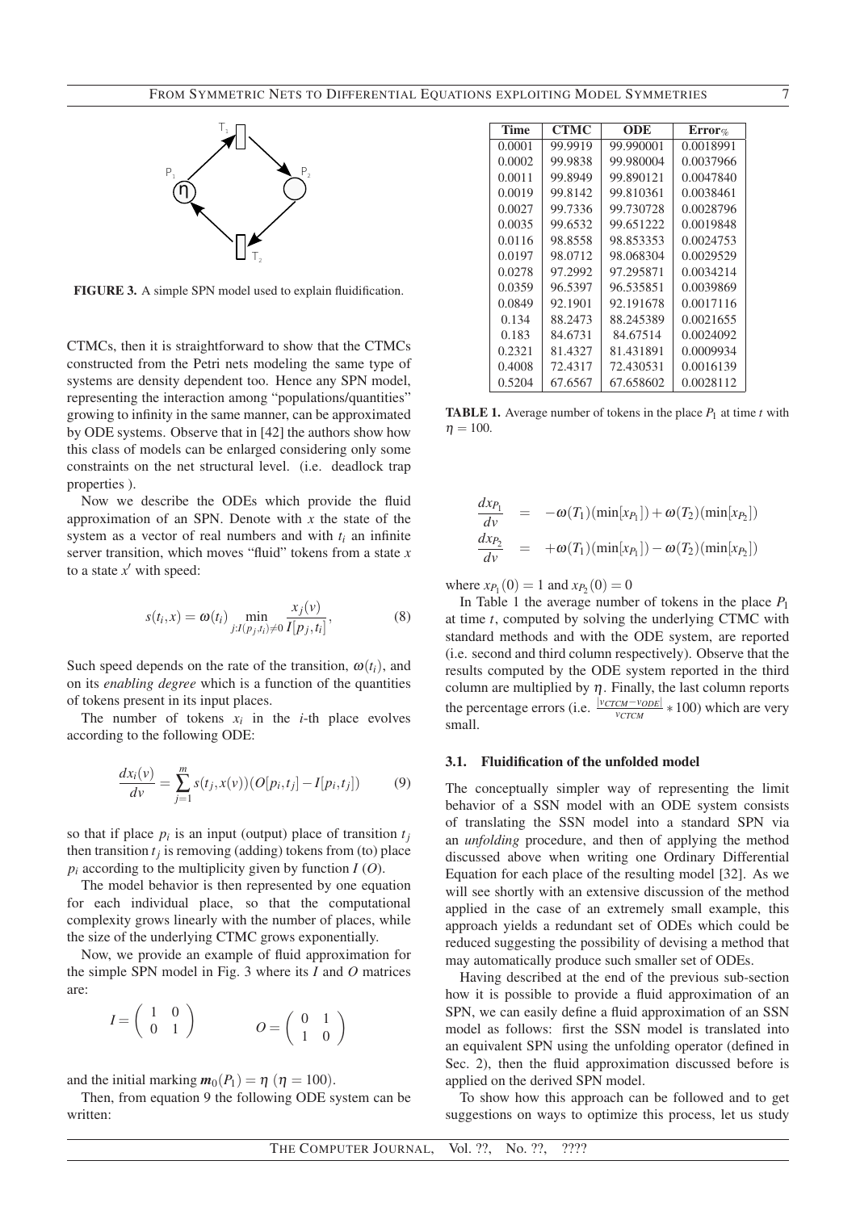FIGURE 3. A simple SPN model used to explain fluidification.

CTMCs, then it is straightforward to show that the CTMCs constructed from the Petri nets modeling the same type of systems are density dependent too. Hence any SPN model, representing the interaction among "populations/quantities" growing to infinity in the same manner, can be approximated by ODE systems. Observe that in [42] the authors show how this class of models can be enlarged considering only some constraints on the net structural level. (i.e. deadlock trap properties ).

Now we describe the ODEs which provide the fluid approximation of an SPN. Denote with $x$ the state of the system as a vector of real numbers and with $t_i$ an infinite server transition, which moves "fluid" tokens from a state $x$ to a state $x'$ with speed:

$$s(t_i, x) = \omega(t_i) \min_{j: I(p_j, t_i) \neq 0} \frac{x_j(v)}{I[p_j, t_i]}, \tag{8}$$

Such speed depends on the rate of the transition, $\omega(t_i)$, and on its *enabling degree* which is a function of the quantities of tokens present in its input places.

The number of tokens $x_i$ in the $i$-th place evolves according to the following ODE:

$$\frac{dx_i(v)}{dv} = \sum_{j=1}^{m} s(t_j, x(v))(O[p_i, t_j] - I[p_i, t_j]) \tag{9}$$

so that if place $p_i$ is an input (output) place of transition $t_j$ then transition $t_j$ is removing (adding) tokens from (to) place $p_i$ according to the multiplicity given by function $I$ ($O$).

The model behavior is then represented by one equation for each individual place, so that the computational complexity grows linearly with the number of places, while the size of the underlying CTMC grows exponentially.

Now, we provide an example of fluid approximation for the simple SPN model in Fig. 3 where its $I$ and $O$ matrices are:

$$I = \begin{pmatrix} 1 & 0 \\ 0 & 1 \end{pmatrix} \qquad O = \begin{pmatrix} 0 & 1 \\ 1 & 0 \end{pmatrix}$$

and the initial marking $\boldsymbol{m}_0(P_1) = \eta$ ($\eta = 100$).

Then, from equation 9 the following ODE system can be written:

| Time | CTMC | ODE | Error$_{\%}$ |
|---|---|---|---|
| 0.0001 | 99.9919 | 99.990001 | 0.0018991 |
| 0.0002 | 99.9838 | 99.980004 | 0.0037966 |
| 0.0011 | 99.8949 | 99.890121 | 0.0047840 |
| 0.0019 | 99.8142 | 99.810361 | 0.0038461 |
| 0.0027 | 99.7336 | 99.730728 | 0.0028796 |
| 0.0035 | 99.6532 | 99.651222 | 0.0019848 |
| 0.0116 | 98.8558 | 98.853353 | 0.0024753 |
| 0.0197 | 98.0712 | 98.068304 | 0.0029529 |
| 0.0278 | 97.2992 | 97.295871 | 0.0034214 |
| 0.0359 | 96.5397 | 96.535851 | 0.0039869 |
| 0.0849 | 92.1901 | 92.191678 | 0.0017116 |
| 0.134 | 88.2473 | 88.245389 | 0.0021655 |
| 0.183 | 84.6731 | 84.67514 | 0.0024092 |
| 0.2321 | 81.4327 | 81.431891 | 0.0009934 |
| 0.4008 | 72.4317 | 72.430531 | 0.0016139 |
| 0.5204 | 67.6567 | 67.658602 | 0.0028112 |

**TABLE 1.** Average number of tokens in the place $P_1$ at time $t$ with $\eta = 100$.

$$\begin{aligned} \frac{dx_{P_1}}{dv} &= -\omega(T_1)(\min[x_{P_1}]) + \omega(T_2)(\min[x_{P_2}]) \\ \frac{dx_{P_2}}{dv} &= +\omega(T_1)(\min[x_{P_1}]) - \omega(T_2)(\min[x_{P_2}]) \end{aligned}$$

where $x_{P_1}(0) = 1$ and $x_{P_2}(0) = 0$

In Table 1 the average number of tokens in the place $P_1$ at time $t$, computed by solving the underlying CTMC with standard methods and with the ODE system, are reported (i.e. second and third column respectively). Observe that the results computed by the ODE system reported in the third column are multiplied by $\eta$. Finally, the last column reports the percentage errors (i.e. $\frac{|v_{CTCM} - v_{ODE}|}{v_{CTCM}} * 100$) which are very small.

### 3.1. Fluidification of the unfolded model

The conceptually simpler way of representing the limit behavior of a SSN model with an ODE system consists of translating the SSN model into a standard SPN via an *unfolding* procedure, and then of applying the method discussed above when writing one Ordinary Differential Equation for each place of the resulting model [32]. As we will see shortly with an extensive discussion of the method applied in the case of an extremely small example, this approach yields a redundant set of ODEs which could be reduced suggesting the possibility of devising a method that may automatically produce such smaller set of ODEs.

Having described at the end of the previous sub-section how it is possible to provide a fluid approximation of an SPN, we can easily define a fluid approximation of an SSN model as follows: first the SSN model is translated into an equivalent SPN using the unfolding operator (defined in Sec. 2), then the fluid approximation discussed before is applied on the derived SPN model.

To show how this approach can be followed and to get suggestions on ways to optimize this process, let us study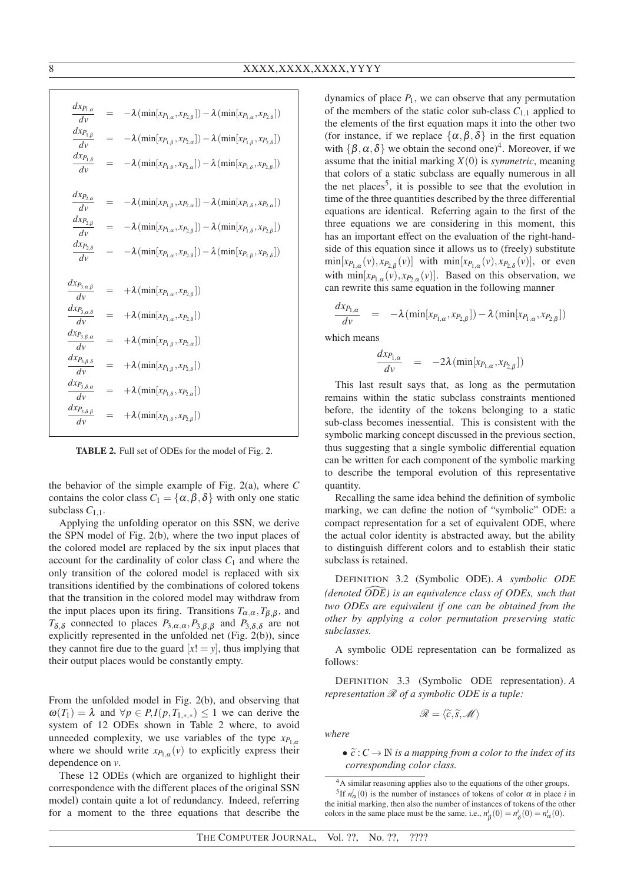$$
\begin{aligned}
\frac{dx_{P_{1,\alpha}}}{dv} &= -\lambda(\min[x_{P_{1,\alpha}}, x_{P_{2,\beta}}]) - \lambda(\min[x_{P_{1,\alpha}}, x_{P_{2,\delta}}]) \\
\frac{dx_{P_{1,\beta}}}{dv} &= -\lambda(\min[x_{P_{1,\beta}}, x_{P_{2,\alpha}}]) - \lambda(\min[x_{P_{1,\beta}}, x_{P_{2,\delta}}]) \\
\frac{dx_{P_{1,\delta}}}{dv} &= -\lambda(\min[x_{P_{1,\delta}}, x_{P_{2,\alpha}}]) - \lambda(\min[x_{P_{1,\delta}}, x_{P_{2,\beta}}]) \\
\\
\frac{dx_{P_{2,\alpha}}}{dv} &= -\lambda(\min[x_{P_{1,\beta}}, x_{P_{2,\alpha}}]) - \lambda(\min[x_{P_{1,\delta}}, x_{P_{2,\alpha}}]) \\
\frac{dx_{P_{2,\beta}}}{dv} &= -\lambda(\min[x_{P_{1,\alpha}}, x_{P_{2,\beta}}]) - \lambda(\min[x_{P_{1,\delta}}, x_{P_{2,\beta}}]) \\
\frac{dx_{P_{2,\delta}}}{dv} &= -\lambda(\min[x_{P_{1,\alpha}}, x_{P_{2,\delta}}]) - \lambda(\min[x_{P_{1,\beta}}, x_{P_{2,\delta}}]) \\
\\
\frac{dx_{P_{3,\alpha,\beta}}}{dv} &= +\lambda(\min[x_{P_{1,\alpha}}, x_{P_{2,\beta}}]) \\
\frac{dx_{P_{3,\alpha,\delta}}}{dv} &= +\lambda(\min[x_{P_{1,\alpha}}, x_{P_{2,\delta}}]) \\
\frac{dx_{P_{3,\beta,\alpha}}}{dv} &= +\lambda(\min[x_{P_{1,\beta}}, x_{P_{2,\alpha}}]) \\
\frac{dx_{P_{3,\beta,\delta}}}{dv} &= +\lambda(\min[x_{P_{1,\beta}}, x_{P_{2,\delta}}]) \\
\frac{dx_{P_{3,\delta,\alpha}}}{dv} &= +\lambda(\min[x_{P_{1,\delta}}, x_{P_{2,\alpha}}]) \\
\frac{dx_{P_{3,\delta,\beta}}}{dv} &= +\lambda(\min[x_{P_{1,\delta}}, x_{P_{2,\beta}}])
\end{aligned}
$$

**TABLE 2.** Full set of ODEs for the model of Fig. 2.

the behavior of the simple example of Fig. 2(a), where $C$ contains the color class $C_1 = \{\alpha, \beta, \delta\}$ with only one static subclass $C_{1,1}$.

Applying the unfolding operator on this SSN, we derive the SPN model of Fig. 2(b), where the two input places of the colored model are replaced by the six input places that account for the cardinality of color class $C_1$ and where the only transition of the colored model is replaced with six transitions identified by the combinations of colored tokens that the transition in the colored model may withdraw from the input places upon its firing. Transitions $T_{\alpha,\alpha}, T_{\beta,\beta}$, and $T_{\delta,\delta}$ connected to places $P_{3,\alpha,\alpha}, P_{3,\beta,\beta}$ and $P_{3,\delta,\delta}$ are not explicitly represented in the unfolded net (Fig. 2(b)), since they cannot fire due to the guard $[x! = y]$, thus implying that their output places would be constantly empty.

From the unfolded model in Fig. 2(b), and observing that $\omega(T_1) = \lambda$ and $\forall p \in P, I(p, T_{1,*,*}) \leq 1$ we can derive the system of 12 ODEs shown in Table 2 where, to avoid unneeded complexity, we use variables of the type $x_{P_{1,\alpha}}$ where we should write $x_{P_{1,\alpha}}(v)$ to explicitly express their dependence on $v$.

These 12 ODEs (which are organized to highlight their correspondence with the different places of the original SSN model) contain quite a lot of redundancy. Indeed, referring for a moment to the three equations that describe the dynamics of place $P_1$, we can observe that any permutation of the members of the static color sub-class $C_{1,1}$ applied to the elements of the first equation maps it into the other two (for instance, if we replace $\{\alpha, \beta, \delta\}$ in the first equation with $\{\beta, \alpha, \delta\}$ we obtain the second one)[4]. Moreover, if we assume that the initial marking $X(0)$ is *symmetric*, meaning that colors of a static subclass are equally numerous in all the net places[5], it is possible to see that the evolution in time of the three quantities described by the three differential equations are identical. Referring again to the first of the three equations we are considering in this moment, this has an important effect on the evaluation of the right-hand-side of this equation since it allows us to (freely) substitute $\min[x_{P_{1,\alpha}}(v), x_{P_{2,\beta}}(v)]$ with $\min[x_{P_{1,\alpha}}(v), x_{P_{2,\delta}}(v)]$, or even with $\min[x_{P_{1,\alpha}}(v), x_{P_{2,\alpha}}(v)]$. Based on this observation, we can rewrite this same equation in the following manner

$$
\frac{dx_{P_{1,\alpha}}}{dv} = -\lambda(\min[x_{P_{1,\alpha}}, x_{P_{2,\beta}}]) - \lambda(\min[x_{P_{1,\alpha}}, x_{P_{2,\beta}}])
$$

which means

$$
\frac{dx_{P_{1,\alpha}}}{dv} = -2\lambda(\min[x_{P_{1,\alpha}}, x_{P_{2,\beta}}])
$$

This last result says that, as long as the permutation remains within the static subclass constraints mentioned before, the identity of the tokens belonging to a static sub-class becomes inessential. This is consistent with the symbolic marking concept discussed in the previous section, thus suggesting that a single symbolic differential equation can be written for each component of the symbolic marking to describe the temporal evolution of this representative quantity.

Recalling the same idea behind the definition of symbolic marking, we can define the notion of "symbolic" ODE: a compact representation for a set of equivalent ODE, where the actual color identity is abstracted away, but the ability to distinguish different colors and to establish their static subclass is retained.

DEFINITION 3.2 (Symbolic ODE). *A symbolic ODE (denoted $\widehat{ODE}$) is an equivalence class of ODEs, such that two ODEs are equivalent if one can be obtained from the other by applying a color permutation preserving static subclasses.*

A symbolic ODE representation can be formalized as follows:

DEFINITION 3.3 (Symbolic ODE representation). *A representation $\mathscr{R}$ of a symbolic ODE is a tuple:*

$$
\mathscr{R} = \langle \widetilde{c}, \widetilde{s}, \mathscr{M} \rangle
$$

*where*

- $\widetilde{c} : C \to \mathbb{N}$ *is a mapping from a color to the index of its corresponding color class.*

---

[4] A similar reasoning applies also to the equations of the other groups.

[5] If $n^i_\alpha(0)$ is the number of instances of tokens of color $\alpha$ in place $i$ in the initial marking, then also the number of instances of tokens of the other colors in the same place must be the same, i.e., $n^i_\beta(0) = n^i_\delta(0) = n^i_\alpha(0)$.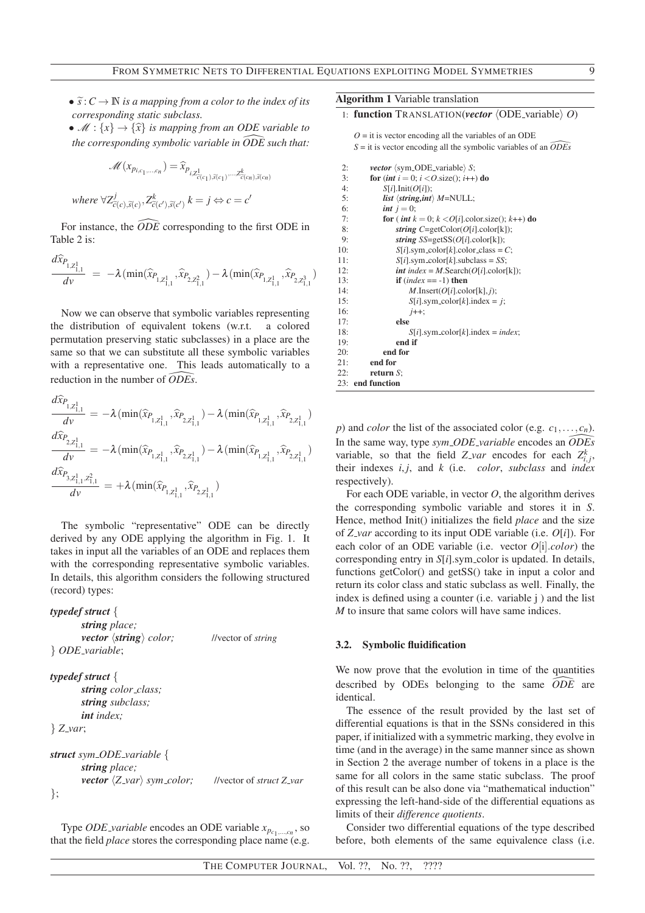- $\widetilde{s}: C \to \mathbb{N}$ *is a mapping from a color to the index of its corresponding static subclass.*
- $\mathscr{M}: \{x\} \to \{\widehat{x}\}$ *is mapping from an ODE variable to the corresponding symbolic variable in $\widehat{ODE}$ such that:*

$$\mathscr{M}(x_{p_{i,c_1,\ldots,c_n}}) = \widehat{x}_{p_{i,Z^1_{\widetilde{c}(c_1),\widetilde{s}(c_1)},\ldots,Z^k_{\widetilde{c}(c_n),\widetilde{s}(c_n)}}}$$

*where* $\forall Z^j_{\widetilde{c}(c),\widetilde{s}(c)}, Z^k_{\widetilde{c}(c'),\widetilde{s}(c')}\ k = j \Leftrightarrow c = c'$

For instance, the $\widehat{ODE}$ corresponding to the first ODE in Table 2 is:

$$\frac{d\widehat{x}_{P_{1,Z^1_{1,1}}}}{dv} = -\lambda(\min(\widehat{x}_{P_{1,Z^1_{1,1}}}, \widehat{x}_{P_{2,Z^2_{1,1}}}) - \lambda(\min(\widehat{x}_{P_{1,Z^1_{1,1}}}, \widehat{x}_{P_{2,Z^3_{1,1}}})$$

Now we can observe that symbolic variables representing the distribution of equivalent tokens (w.r.t. a colored permutation preserving static subclasses) in a place are the same so that we can substitute all these symbolic variables with a representative one. This leads automatically to a reduction in the number of $\widehat{ODEs}$.

$$\frac{d\widehat{x}_{P_{1,Z^1_{1,1}}}}{dv} = -\lambda(\min(\widehat{x}_{P_{1,Z^1_{1,1}}}, \widehat{x}_{P_{2,Z^1_{1,1}}}) - \lambda(\min(\widehat{x}_{P_{1,Z^1_{1,1}}}, \widehat{x}_{P_{2,Z^1_{1,1}}})$$

$$\frac{d\widehat{x}_{P_{2,Z^1_{1,1}}}}{dv} = -\lambda(\min(\widehat{x}_{P_{1,Z^1_{1,1}}}, \widehat{x}_{P_{2,Z^1_{1,1}}}) - \lambda(\min(\widehat{x}_{P_{1,Z^1_{1,1}}}, \widehat{x}_{P_{2,Z^1_{1,1}}})$$

$$\frac{d\widehat{x}_{P_{3,Z^1_{1,1},Z^2_{1,1}}}}{dv} = +\lambda(\min(\widehat{x}_{P_{1,Z^1_{1,1}}}, \widehat{x}_{P_{2,Z^1_{1,1}}})$$

The symbolic "representative" ODE can be directly derived by any ODE applying the algorithm in Fig. 1. It takes in input all the variables of an ODE and replaces them with the corresponding representative symbolic variables. In details, this algorithm considers the following structured (record) types:

```
typedef struct {
    string place;
    vector ⟨string⟩ color;          //vector of string
} ODE_variable;

typedef struct {
    string color_class;
    string subclass;
    int index;
} Z_var;

struct sym_ODE_variable {
    string place;
    vector ⟨Z_var⟩ sym_color;       //vector of struct Z_var
};
```

Type *ODE_variable* encodes an ODE variable $x_{p_{c_1,\ldots,c_n}}$, so that the field *place* stores the corresponding place name (e.g. *p*) and *color* the list of the associated color (e.g. $c_1,\ldots,c_n$). In the same way, type *sym_ODE_variable* encodes an $\widehat{ODEs}$ variable, so that the field *Z_var* encodes for each $Z^k_{i,j}$, their indexes $i,j$, and $k$ (i.e. *color*, *subclass* and *index* respectively).

**Algorithm 1** Variable translation

```
1:  function TRANSLATION(vector ⟨ODE_variable⟩ O)
    O = it is vector encoding all the variables of an ODE
    S = it is vector encoding all the symbolic variables of an ODEs
2:      vector ⟨sym_ODE_variable⟩ S;
3:      for (int i = 0; i < O.size(); i++) do
4:          S[i].Init(O[i]);
5:          list ⟨string,int⟩ M=NULL;
6:          int j = 0;
7:          for ( int k = 0; k < O[i].color.size(); k++) do
8:              string C=getColor(O[i].color[k]);
9:              string SS=getSS(O[i].color[k]);
10:             S[i].sym_color[k].color_class = C;
11:             S[i].sym_color[k].subclass = SS;
12:             int index = M.Search(O[i].color[k]);
13:             if (index == -1) then
14:                 M.Insert(O[i].color[k],j);
15:                 S[i].sym_color[k].index = j;
16:                 j++;
17:             else
18:                 S[i].sym_color[k].index = index;
19:             end if
20:         end for
21:     end for
22:     return S;
23: end function
```

For each ODE variable, in vector $O$, the algorithm derives the corresponding symbolic variable and stores it in $S$. Hence, method Init() initializes the field *place* and the size of *Z_var* according to its input ODE variable (i.e. $O[i]$). For each color of an ODE variable (i.e. vector $O[i].color$) the corresponding entry in $S[i]$.sym_color is updated. In details, functions getColor() and getSS() take in input a color and return its color class and static subclass as well. Finally, the index is defined using a counter (i.e. variable j ) and the list $M$ to insure that same colors will have same indices.

### 3.2. Symbolic fluidification

We now prove that the evolution in time of the quantities described by ODEs belonging to the same $\widehat{ODE}$ are identical.

The essence of the result provided by the last set of differential equations is that in the SSNs considered in this paper, if initialized with a symmetric marking, they evolve in time (and in the average) in the same manner since as shown in Section 2 the average number of tokens in a place is the same for all colors in the same static subclass. The proof of this result can be also done via "mathematical induction" expressing the left-hand-side of the differential equations as limits of their *difference quotients*.

Consider two differential equations of the type described before, both elements of the same equivalence class (i.e.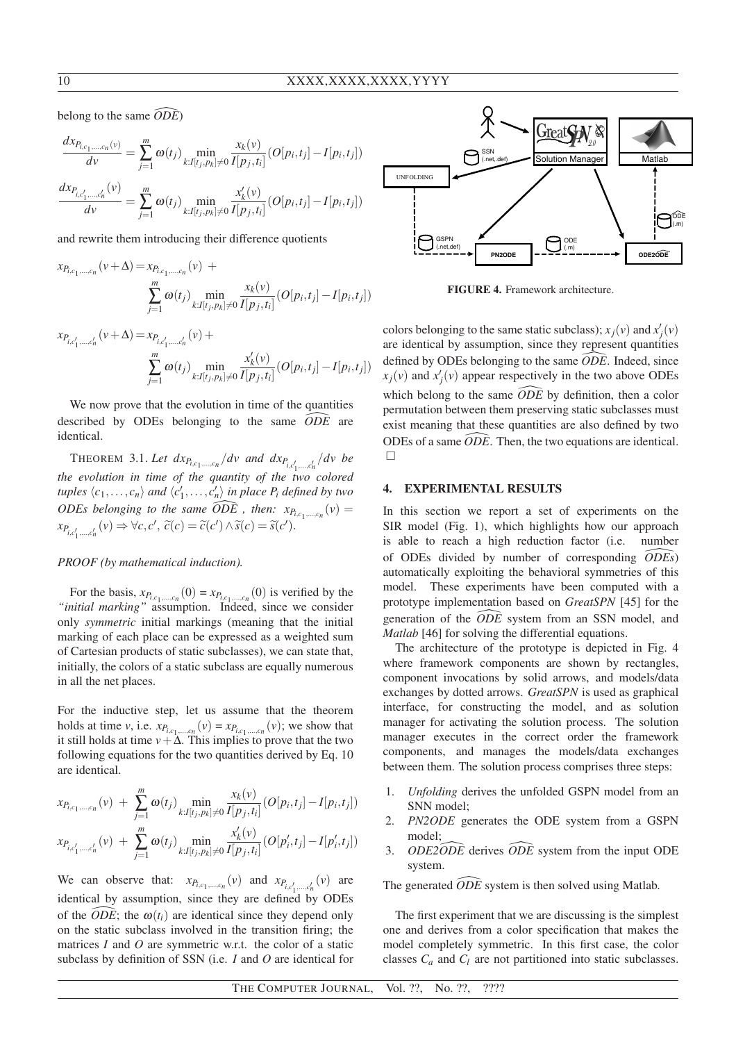belong to the same $\widehat{ODE}$)

$$\frac{dx_{P_{i,c_1,\dots,c_n}(v)}}{dv} = \sum_{j=1}^{m} \omega(t_j) \min_{k:I[t_j,p_k]\neq 0} \frac{x_k(v)}{I[p_j,t_i]}(O[p_i,t_j] - I[p_i,t_j])$$

$$\frac{dx_{P_{i,c'_1,\dots,c'_n}}(v)}{dv} = \sum_{j=1}^{m} \omega(t_j) \min_{k:I[t_j,p_k]\neq 0} \frac{x'_k(v)}{I[p_j,t_i]}(O[p_i,t_j] - I[p_i,t_j])$$

and rewrite them introducing their difference quotients

$$x_{P_{i,c_1,\dots,c_n}}(v+\Delta) = x_{P_{i,c_1,\dots,c_n}}(v) + \sum_{j=1}^{m} \omega(t_j) \min_{k:I[t_j,p_k]\neq 0} \frac{x_k(v)}{I[p_j,t_i]}(O[p_i,t_j] - I[p_i,t_j])$$

$$x_{P_{i,c'_1,\dots,c'_n}}(v+\Delta) = x_{P_{i,c'_1,\dots,c'_n}}(v) + \sum_{j=1}^{m} \omega(t_j) \min_{k:I[t_j,p_k]\neq 0} \frac{x'_k(v)}{I[p_j,t_i]}(O[p_i,t_j] - I[p_i,t_j])$$

We now prove that the evolution in time of the quantities described by ODEs belonging to the same $\widehat{ODE}$ are identical.

THEOREM 3.1. *Let $dx_{P_{i,c_1,\dots,c_n}}/dv$ and $dx_{P_{i,c'_1,\dots,c'_n}}/dv$ be the evolution in time of the quantity of the two colored tuples $\langle c_1,\dots,c_n\rangle$ and $\langle c'_1,\dots,c'_n\rangle$ in place $P_i$ defined by two ODEs belonging to the same $\widehat{ODE}$ , then: $x_{P_{i,c_1,\dots,c_n}}(v) = x_{P_{i,c'_1,\dots,c'_n}}(v) \Rightarrow \forall c,c',\ \widetilde{c}(c) = \widetilde{c}(c') \wedge \widetilde{s}(c) = \widetilde{s}(c')$.*

*PROOF (by mathematical induction).*

For the basis, $x_{P_{i,c_1,\dots,c_n}}(0) = x_{P_{i,c_1,\dots,c_n}}(0)$ is verified by the *"initial marking"* assumption. Indeed, since we consider only *symmetric* initial markings (meaning that the initial marking of each place can be expressed as a weighted sum of Cartesian products of static subclasses), we can state that, initially, the colors of a static subclass are equally numerous in all the net places.

For the inductive step, let us assume that the theorem holds at time $v$, i.e. $x_{P_{i,c_1,\dots,c_n}}(v) = x_{P_{i,c_1,\dots,c_n}}(v)$; we show that it still holds at time $v+\Delta$. This implies to prove that the two following equations for the two quantities derived by Eq. 10 are identical.

$$x_{P_{i,c_1,\dots,c_n}}(v) + \sum_{j=1}^{m} \omega(t_j) \min_{k:I[t_j,p_k]\neq 0} \frac{x_k(v)}{I[p_j,t_i]}(O[p_i,t_j] - I[p_i,t_j])$$

$$x_{P_{i,c'_1,\dots,c'_n}}(v) + \sum_{j=1}^{m} \omega(t_j) \min_{k:I[t_j,p_k]\neq 0} \frac{x'_k(v)}{I[p_j,t_i]}(O[p'_i,t_j] - I[p'_i,t_j])$$

We can observe that: $x_{P_{i,c_1,\dots,c_n}}(v)$ and $x_{P_{i,c'_1,\dots,c'_n}}(v)$ are identical by assumption, since they are defined by ODEs of the $\widehat{ODE}$; the $\omega(t_i)$ are identical since they depend only on the static subclass involved in the transition firing; the matrices $I$ and $O$ are symmetric w.r.t. the color of a static subclass by definition of SSN (i.e. $I$ and $O$ are identical for colors belonging to the same static subclass); $x_j(v)$ and $x'_j(v)$ are identical by assumption, since they represent quantities defined by ODEs belonging to the same $\widehat{ODE}$. Indeed, since $x_j(v)$ and $x'_j(v)$ appear respectively in the two above ODEs which belong to the same $\widehat{ODE}$ by definition, then a color permutation between them preserving static subclasses must exist meaning that these quantities are also defined by two ODEs of a same $\widehat{ODE}$. Then, the two equations are identical. □

## 4. EXPERIMENTAL RESULTS

In this section we report a set of experiments on the SIR model (Fig. 1), which highlights how our approach is able to reach a high reduction factor (i.e. number of ODEs divided by number of corresponding $\widehat{ODEs}$) automatically exploiting the behavioral symmetries of this model. These experiments have been computed with a prototype implementation based on *GreatSPN* [45] for the generation of the $\widehat{ODE}$ system from an SSN model, and *Matlab* [46] for solving the differential equations.

**FIGURE 4.** Framework architecture.

The architecture of the prototype is depicted in Fig. 4 where framework components are shown by rectangles, component invocations by solid arrows, and models/data exchanges by dotted arrows. *GreatSPN* is used as graphical interface, for constructing the model, and as solution manager for activating the solution process. The solution manager executes in the correct order the framework components, and manages the models/data exchanges between them. The solution process comprises three steps:

1. *Unfolding* derives the unfolded GSPN model from an SNN model;
2. *PN2ODE* generates the ODE system from a GSPN model;
3. *ODE2$\widehat{ODE}$* derives $\widehat{ODE}$ system from the input ODE system.

The generated $\widehat{ODE}$ system is then solved using Matlab.

The first experiment that we are discussing is the simplest one and derives from a color specification that makes the model completely symmetric. In this first case, the color classes $C_a$ and $C_l$ are not partitioned into static subclasses.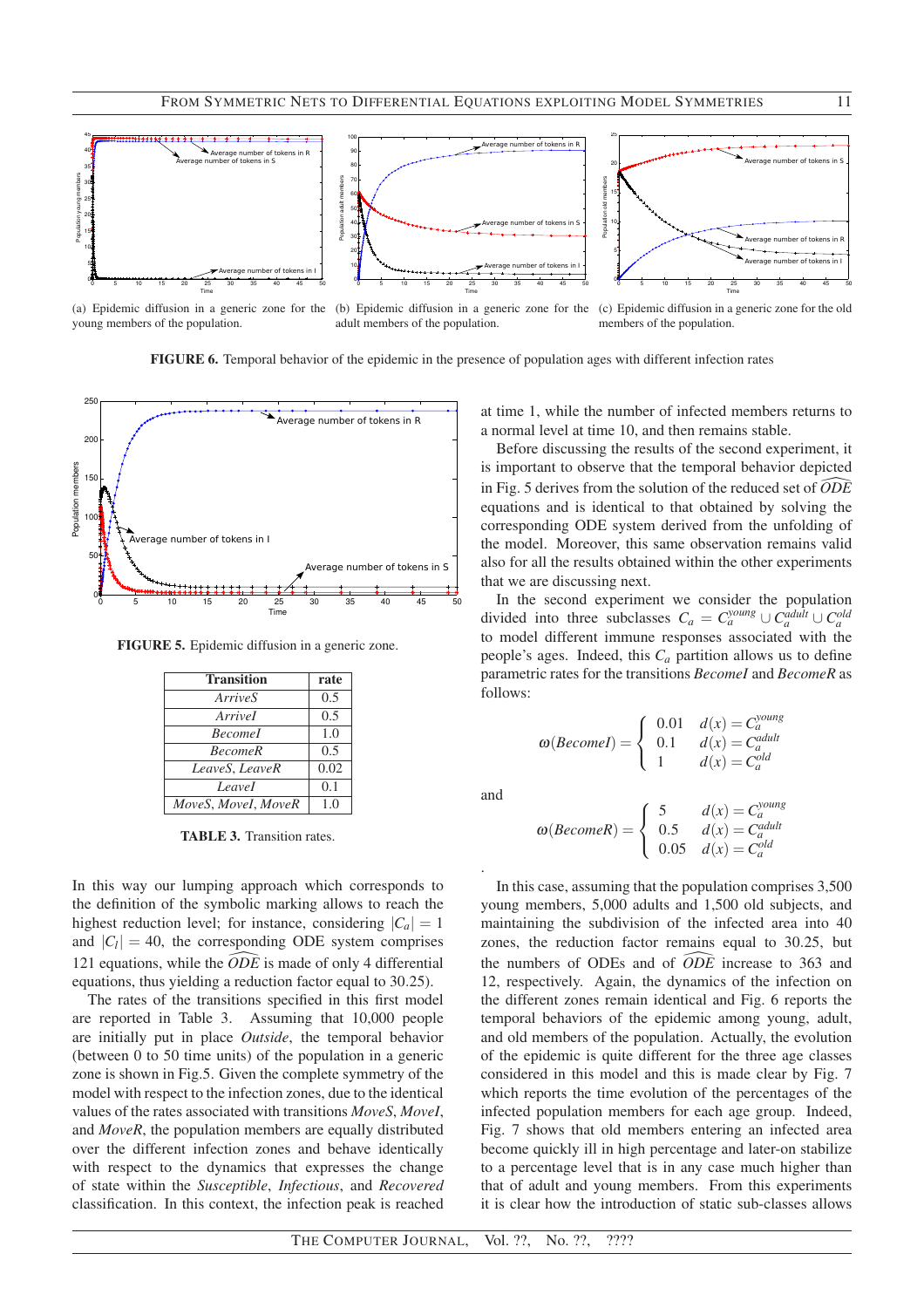(a) Epidemic diffusion in a generic zone for the young members of the population.

(b) Epidemic diffusion in a generic zone for the adult members of the population.

(c) Epidemic diffusion in a generic zone for the old members of the population.

**FIGURE 6.** Temporal behavior of the epidemic in the presence of population ages with different infection rates

**FIGURE 5.** Epidemic diffusion in a generic zone.

| Transition | rate |
|---|---|
| *ArriveS* | 0.5 |
| *ArriveI* | 0.5 |
| *BecomeI* | 1.0 |
| *BecomeR* | 0.5 |
| *LeaveS*, *LeaveR* | 0.02 |
| *LeaveI* | 0.1 |
| *MoveS*, *MoveI*, *MoveR* | 1.0 |

**TABLE 3.** Transition rates.

In this way our lumping approach which corresponds to the definition of the symbolic marking allows to reach the highest reduction level; for instance, considering $|C_a| = 1$ and $|C_l| = 40$, the corresponding ODE system comprises 121 equations, while the $\widehat{ODE}$ is made of only 4 differential equations, thus yielding a reduction factor equal to 30.25).

The rates of the transitions specified in this first model are reported in Table 3. Assuming that 10,000 people are initially put in place *Outside*, the temporal behavior (between 0 to 50 time units) of the population in a generic zone is shown in Fig.5. Given the complete symmetry of the model with respect to the infection zones, due to the identical values of the rates associated with transitions *MoveS*, *MoveI*, and *MoveR*, the population members are equally distributed over the different infection zones and behave identically with respect to the dynamics that expresses the change of state within the *Susceptible*, *Infectious*, and *Recovered* classification. In this context, the infection peak is reached at time 1, while the number of infected members returns to a normal level at time 10, and then remains stable.

Before discussing the results of the second experiment, it is important to observe that the temporal behavior depicted in Fig. 5 derives from the solution of the reduced set of $\widehat{ODE}$ equations and is identical to that obtained by solving the corresponding ODE system derived from the unfolding of the model. Moreover, this same observation remains valid also for all the results obtained within the other experiments that we are discussing next.

In the second experiment we consider the population divided into three subclasses $C_a = C_a^{young} \cup C_a^{adult} \cup C_a^{old}$ to model different immune responses associated with the people's ages. Indeed, this $C_a$ partition allows us to define parametric rates for the transitions *BecomeI* and *BecomeR* as follows:

$$\omega(BecomeI) = \begin{cases} 0.01 & d(x) = C_a^{young} \\ 0.1 & d(x) = C_a^{adult} \\ 1 & d(x) = C_a^{old} \end{cases}$$

and

$$\omega(BecomeR) = \begin{cases} 5 & d(x) = C_a^{young} \\ 0.5 & d(x) = C_a^{adult} \\ 0.05 & d(x) = C_a^{old} \end{cases}$$

.

In this case, assuming that the population comprises 3,500 young members, 5,000 adults and 1,500 old subjects, and maintaining the subdivision of the infected area into 40 zones, the reduction factor remains equal to 30.25, but the numbers of ODEs and of $\widehat{ODE}$ increase to 363 and 12, respectively. Again, the dynamics of the infection on the different zones remain identical and Fig. 6 reports the temporal behaviors of the epidemic among young, adult, and old members of the population. Actually, the evolution of the epidemic is quite different for the three age classes considered in this model and this is made clear by Fig. 7 which reports the time evolution of the percentages of the infected population members for each age group. Indeed, Fig. 7 shows that old members entering an infected area become quickly ill in high percentage and later-on stabilize to a percentage level that is in any case much higher than that of adult and young members. From this experiments it is clear how the introduction of static sub-classes allows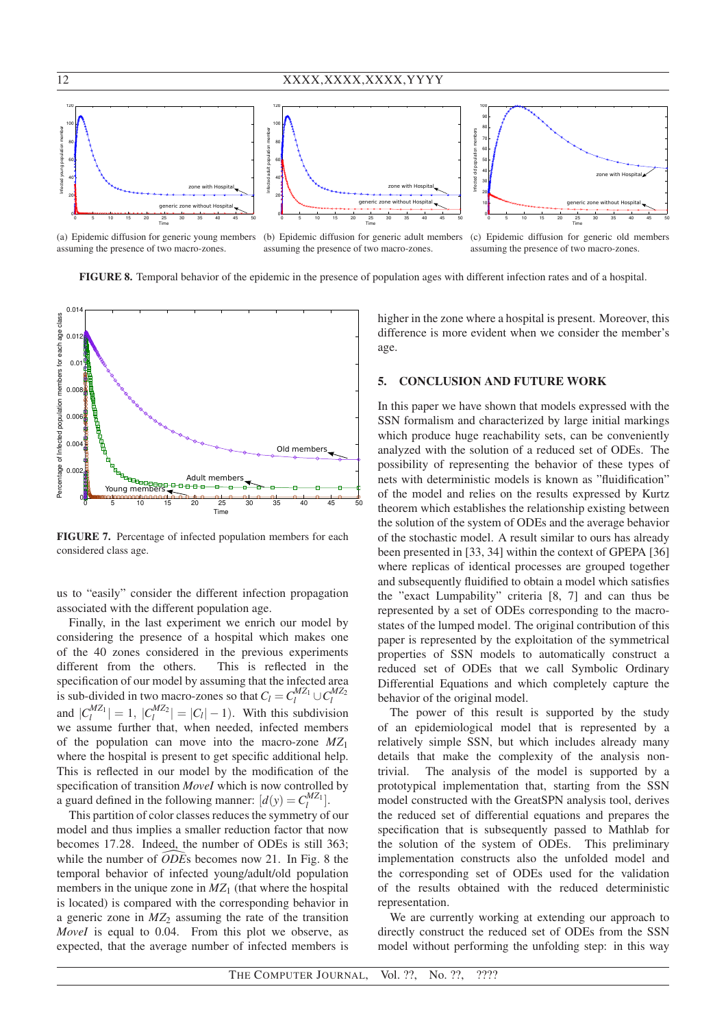(a) Epidemic diffusion for generic young members assuming the presence of two macro-zones.

(b) Epidemic diffusion for generic adult members assuming the presence of two macro-zones.

(c) Epidemic diffusion for generic old members assuming the presence of two macro-zones.

**FIGURE 8.** Temporal behavior of the epidemic in the presence of population ages with different infection rates and of a hospital.

**FIGURE 7.** Percentage of infected population members for each considered class age.

us to "easily" consider the different infection propagation associated with the different population age.

Finally, in the last experiment we enrich our model by considering the presence of a hospital which makes one of the 40 zones considered in the previous experiments different from the others. This is reflected in the specification of our model by assuming that the infected area is sub-divided in two macro-zones so that $C_l = C_l^{MZ_1} \cup C_l^{MZ_2}$ and $|C_l^{MZ_1}| = 1$, $|C_l^{MZ_2}| = |C_l| - 1$). With this subdivision we assume further that, when needed, infected members of the population can move into the macro-zone $MZ_1$ where the hospital is present to get specific additional help. This is reflected in our model by the modification of the specification of transition *MoveI* which is now controlled by a guard defined in the following manner: $[d(y) = C_l^{MZ_1}]$.

This partition of color classes reduces the symmetry of our model and thus implies a smaller reduction factor that now becomes 17.28. Indeed, the number of ODEs is still 363; while the number of $\widehat{ODE}$s becomes now 21. In Fig. 8 the temporal behavior of infected young/adult/old population members in the unique zone in $MZ_1$ (that where the hospital is located) is compared with the corresponding behavior in a generic zone in $MZ_2$ assuming the rate of the transition *MoveI* is equal to 0.04. From this plot we observe, as expected, that the average number of infected members is higher in the zone where a hospital is present. Moreover, this difference is more evident when we consider the member's age.

## 5. CONCLUSION AND FUTURE WORK

In this paper we have shown that models expressed with the SSN formalism and characterized by large initial markings which produce huge reachability sets, can be conveniently analyzed with the solution of a reduced set of ODEs. The possibility of representing the behavior of these types of nets with deterministic models is known as "fluidification" of the model and relies on the results expressed by Kurtz theorem which establishes the relationship existing between the solution of the system of ODEs and the average behavior of the stochastic model. A result similar to ours has already been presented in [33, 34] within the context of GPEPA [36] where replicas of identical processes are grouped together and subsequently fluidified to obtain a model which satisfies the "exact Lumpability" criteria [8, 7] and can thus be represented by a set of ODEs corresponding to the macro-states of the lumped model. The original contribution of this paper is represented by the exploitation of the symmetrical properties of SSN models to automatically construct a reduced set of ODEs that we call Symbolic Ordinary Differential Equations and which completely capture the behavior of the original model.

The power of this result is supported by the study of an epidemiological model that is represented by a relatively simple SSN, but which includes already many details that make the complexity of the analysis non-trivial. The analysis of the model is supported by a prototypical implementation that, starting from the SSN model constructed with the GreatSPN analysis tool, derives the reduced set of differential equations and prepares the specification that is subsequently passed to Mathlab for the solution of the system of ODEs. This preliminary implementation constructs also the unfolded model and the corresponding set of ODEs used for the validation of the results obtained with the reduced deterministic representation.

We are currently working at extending our approach to directly construct the reduced set of ODEs from the SSN model without performing the unfolding step: in this way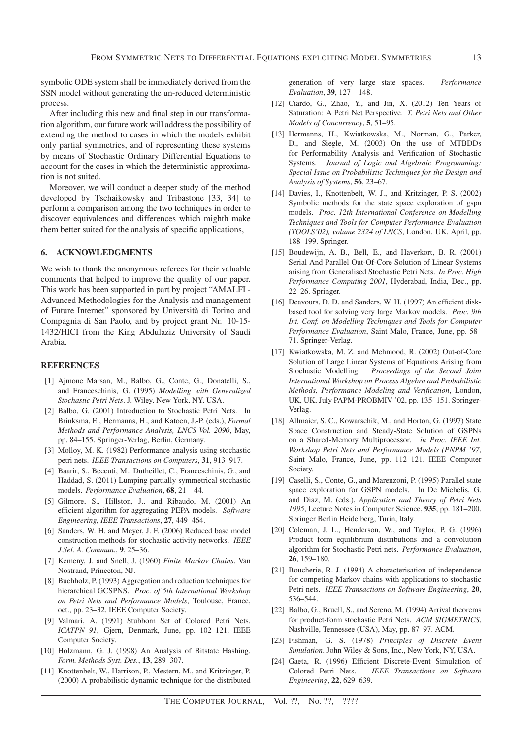symbolic ODE system shall be immediately derived from the SSN model without generating the un-reduced deterministic process.

After including this new and final step in our transformation algorithm, our future work will address the possibility of extending the method to cases in which the models exhibit only partial symmetries, and of representing these systems by means of Stochastic Ordinary Differential Equations to account for the cases in which the deterministic approximation is not suited.

Moreover, we will conduct a deeper study of the method developed by Tschaikowsky and Tribastone [33, 34] to perform a comparison among the two techniques in order to discover equivalences and differences which mighth make them better suited for the analysis of specific applications,

## 6. ACKNOWLEDGMENTS

We wish to thank the anonymous referees for their valuable comments that helped to improve the quality of our paper. This work has been supported in part by project "AMALFI - Advanced Methodologies for the Analysis and management of Future Internet" sponsored by Università di Torino and Compagnia di San Paolo, and by project grant Nr. 10-15-1432/HICI from the King Abdulaziz University of Saudi Arabia.

## REFERENCES

[1] Ajmone Marsan, M., Balbo, G., Conte, G., Donatelli, S., and Franceschinis, G. (1995) *Modelling with Generalized Stochastic Petri Nets*. J. Wiley, New York, NY, USA.

[2] Balbo, G. (2001) Introduction to Stochastic Petri Nets. In Brinksma, E., Hermanns, H., and Katoen, J.-P. (eds.), *Formal Methods and Performance Analysis, LNCS Vol. 2090*, May, pp. 84–155. Springer-Verlag, Berlin, Germany.

[3] Molloy, M. K. (1982) Performance analysis using stochastic petri nets. *IEEE Transactions on Computers*, **31**, 913–917.

[4] Baarir, S., Beccuti, M., Dutheillet, C., Franceschinis, G., and Haddad, S. (2011) Lumping partially symmetrical stochastic models. *Performance Evaluation*, **68**, 21 – 44.

[5] Gilmore, S., Hillston, J., and Ribaudo, M. (2001) An efficient algorithm for aggregating PEPA models. *Software Engineering, IEEE Transactions*, **27**, 449–464.

[6] Sanders, W. H. and Meyer, J. F. (2006) Reduced base model construction methods for stochastic activity networks. *IEEE J.Sel. A. Commun.*, **9**, 25–36.

[7] Kemeny, J. and Snell, J. (1960) *Finite Markov Chains*. Van Nostrand, Princeton, NJ.

[8] Buchholz, P. (1993) Aggregation and reduction techniques for hierarchical GCSPNS. *Proc. of 5th International Workshop on Petri Nets and Performance Models*, Toulouse, France, oct., pp. 23–32. IEEE Computer Society.

[9] Valmari, A. (1991) Stubborn Set of Colored Petri Nets. *ICATPN 91*, Gjern, Denmark, June, pp. 102–121. IEEE Computer Society.

[10] Holzmann, G. J. (1998) An Analysis of Bitstate Hashing. *Form. Methods Syst. Des.*, **13**, 289–307.

[11] Knottenbelt, W., Harrison, P., Mestern, M., and Kritzinger, P. (2000) A probabilistic dynamic technique for the distributed generation of very large state spaces. *Performance Evaluation*, **39**, 127 – 148.

[12] Ciardo, G., Zhao, Y., and Jin, X. (2012) Ten Years of Saturation: A Petri Net Perspective. *T. Petri Nets and Other Models of Concurrency*, **5**, 51–95.

[13] Hermanns, H., Kwiatkowska, M., Norman, G., Parker, D., and Siegle, M. (2003) On the use of MTBDDs for Performability Analysis and Verification of Stochastic Systems. *Journal of Logic and Algebraic Programming: Special Issue on Probabilistic Techniques for the Design and Analysis of Systems*, **56**, 23–67.

[14] Davies, I., Knottenbelt, W. J., and Kritzinger, P. S. (2002) Symbolic methods for the state space exploration of gspn models. *Proc. 12th International Conference on Modelling Techniques and Tools for Computer Performance Evaluation (TOOLS'02), volume 2324 of LNCS*, London, UK, April, pp. 188–199. Springer.

[15] Boudewijn, A. B., Bell, E., and Haverkort, B. R. (2001) Serial And Parallel Out-Of-Core Solution of Linear Systems arising from Generalised Stochastic Petri Nets. *In Proc. High Performance Computing 2001*, Hyderabad, India, Dec., pp. 22–26. Springer.

[16] Deavours, D. D. and Sanders, W. H. (1997) An efficient disk-based tool for solving very large Markov models. *Proc. 9th Int. Conf. on Modelling Techniques and Tools for Computer Performance Evaluation*, Saint Malo, France, June, pp. 58–71. Springer-Verlag.

[17] Kwiatkowska, M. Z. and Mehmood, R. (2002) Out-of-Core Solution of Large Linear Systems of Equations Arising from Stochastic Modelling. *Proceedings of the Second Joint International Workshop on Process Algebra and Probabilistic Methods, Performance Modeling and Verification*, London, UK, UK, July PAPM-PROBMIV '02, pp. 135–151. Springer-Verlag.

[18] Allmaier, S. C., Kowarschik, M., and Horton, G. (1997) State Space Construction and Steady-State Solution of GSPNs on a Shared-Memory Multiprocessor. *in Proc. IEEE Int. Workshop Petri Nets and Performance Models (PNPM '97*, Saint Malo, France, June, pp. 112–121. IEEE Computer Society.

[19] Caselli, S., Conte, G., and Marenzoni, P. (1995) Parallel state space exploration for GSPN models. In De Michelis, G. and Diaz, M. (eds.), *Application and Theory of Petri Nets 1995*, Lecture Notes in Computer Science, **935**, pp. 181–200. Springer Berlin Heidelberg, Turin, Italy.

[20] Coleman, J. L., Henderson, W., and Taylor, P. G. (1996) Product form equilibrium distributions and a convolution algorithm for Stochastic Petri nets. *Performance Evaluation*, **26**, 159–180.

[21] Boucherie, R. J. (1994) A characterisation of independence for competing Markov chains with applications to stochastic Petri nets. *IEEE Transactions on Software Engineering*, **20**, 536–544.

[22] Balbo, G., Bruell, S., and Sereno, M. (1994) Arrival theorems for product-form stochastic Petri nets. *ACM SIGMETRICS*, Nashville, Tennessee (USA), May, pp. 87–97. ACM.

[23] Fishman, G. S. (1978) *Principles of Discrete Event Simulation*. John Wiley & Sons, Inc., New York, NY, USA.

[24] Gaeta, R. (1996) Efficient Discrete-Event Simulation of Colored Petri Nets. *IEEE Transactions on Software Engineering*, **22**, 629–639.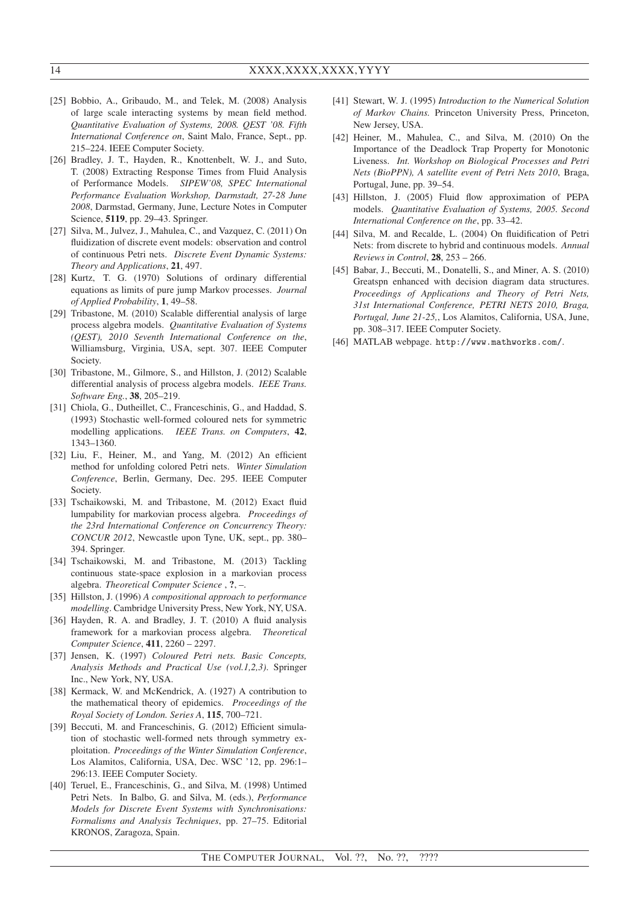[25] Bobbio, A., Gribaudo, M., and Telek, M. (2008) Analysis of large scale interacting systems by mean field method. *Quantitative Evaluation of Systems, 2008. QEST '08. Fifth International Conference on*, Saint Malo, France, Sept., pp. 215–224. IEEE Computer Society.

[26] Bradley, J. T., Hayden, R., Knottenbelt, W. J., and Suto, T. (2008) Extracting Response Times from Fluid Analysis of Performance Models. *SIPEW'08, SPEC International Performance Evaluation Workshop, Darmstadt, 27-28 June 2008*, Darmstad, Germany, June, Lecture Notes in Computer Science, **5119**, pp. 29–43. Springer.

[27] Silva, M., Julvez, J., Mahulea, C., and Vazquez, C. (2011) On fluidization of discrete event models: observation and control of continuous Petri nets. *Discrete Event Dynamic Systems: Theory and Applications*, **21**, 497.

[28] Kurtz, T. G. (1970) Solutions of ordinary differential equations as limits of pure jump Markov processes. *Journal of Applied Probability*, **1**, 49–58.

[29] Tribastone, M. (2010) Scalable differential analysis of large process algebra models. *Quantitative Evaluation of Systems (QEST), 2010 Seventh International Conference on the*, Williamsburg, Virginia, USA, sept. 307. IEEE Computer Society.

[30] Tribastone, M., Gilmore, S., and Hillston, J. (2012) Scalable differential analysis of process algebra models. *IEEE Trans. Software Eng.*, **38**, 205–219.

[31] Chiola, G., Dutheillet, C., Franceschinis, G., and Haddad, S. (1993) Stochastic well-formed coloured nets for symmetric modelling applications. *IEEE Trans. on Computers*, **42**, 1343–1360.

[32] Liu, F., Heiner, M., and Yang, M. (2012) An efficient method for unfolding colored Petri nets. *Winter Simulation Conference*, Berlin, Germany, Dec. 295. IEEE Computer Society.

[33] Tschaikowski, M. and Tribastone, M. (2012) Exact fluid lumpability for markovian process algebra. *Proceedings of the 23rd International Conference on Concurrency Theory: CONCUR 2012*, Newcastle upon Tyne, UK, sept., pp. 380–394. Springer.

[34] Tschaikowski, M. and Tribastone, M. (2013) Tackling continuous state-space explosion in a markovian process algebra. *Theoretical Computer Science* , **?**, –.

[35] Hillston, J. (1996) *A compositional approach to performance modelling*. Cambridge University Press, New York, NY, USA.

[36] Hayden, R. A. and Bradley, J. T. (2010) A fluid analysis framework for a markovian process algebra. *Theoretical Computer Science*, **411**, 2260 – 2297.

[37] Jensen, K. (1997) *Coloured Petri nets. Basic Concepts, Analysis Methods and Practical Use (vol.1,2,3)*. Springer Inc., New York, NY, USA.

[38] Kermack, W. and McKendrick, A. (1927) A contribution to the mathematical theory of epidemics. *Proceedings of the Royal Society of London. Series A*, **115**, 700–721.

[39] Beccuti, M. and Franceschinis, G. (2012) Efficient simulation of stochastic well-formed nets through symmetry exploitation. *Proceedings of the Winter Simulation Conference*, Los Alamitos, California, USA, Dec. WSC '12, pp. 296:1–296:13. IEEE Computer Society.

[40] Teruel, E., Franceschinis, G., and Silva, M. (1998) Untimed Petri Nets. In Balbo, G. and Silva, M. (eds.), *Performance Models for Discrete Event Systems with Synchronisations: Formalisms and Analysis Techniques*, pp. 27–75. Editorial KRONOS, Zaragoza, Spain.

[41] Stewart, W. J. (1995) *Introduction to the Numerical Solution of Markov Chains*. Princeton University Press, Princeton, New Jersey, USA.

[42] Heiner, M., Mahulea, C., and Silva, M. (2010) On the Importance of the Deadlock Trap Property for Monotonic Liveness. *Int. Workshop on Biological Processes and Petri Nets (BioPPN), A satellite event of Petri Nets 2010*, Braga, Portugal, June, pp. 39–54.

[43] Hillston, J. (2005) Fluid flow approximation of PEPA models. *Quantitative Evaluation of Systems, 2005. Second International Conference on the*, pp. 33–42.

[44] Silva, M. and Recalde, L. (2004) On fluidification of Petri Nets: from discrete to hybrid and continuous models. *Annual Reviews in Control*, **28**, 253 – 266.

[45] Babar, J., Beccuti, M., Donatelli, S., and Miner, A. S. (2010) Greatspn enhanced with decision diagram data structures. *Proceedings of Applications and Theory of Petri Nets, 31st International Conference, PETRI NETS 2010, Braga, Portugal, June 21-25,*, Los Alamitos, California, USA, June, pp. 308–317. IEEE Computer Society.

[46] MATLAB webpage. `http://www.mathworks.com/`.